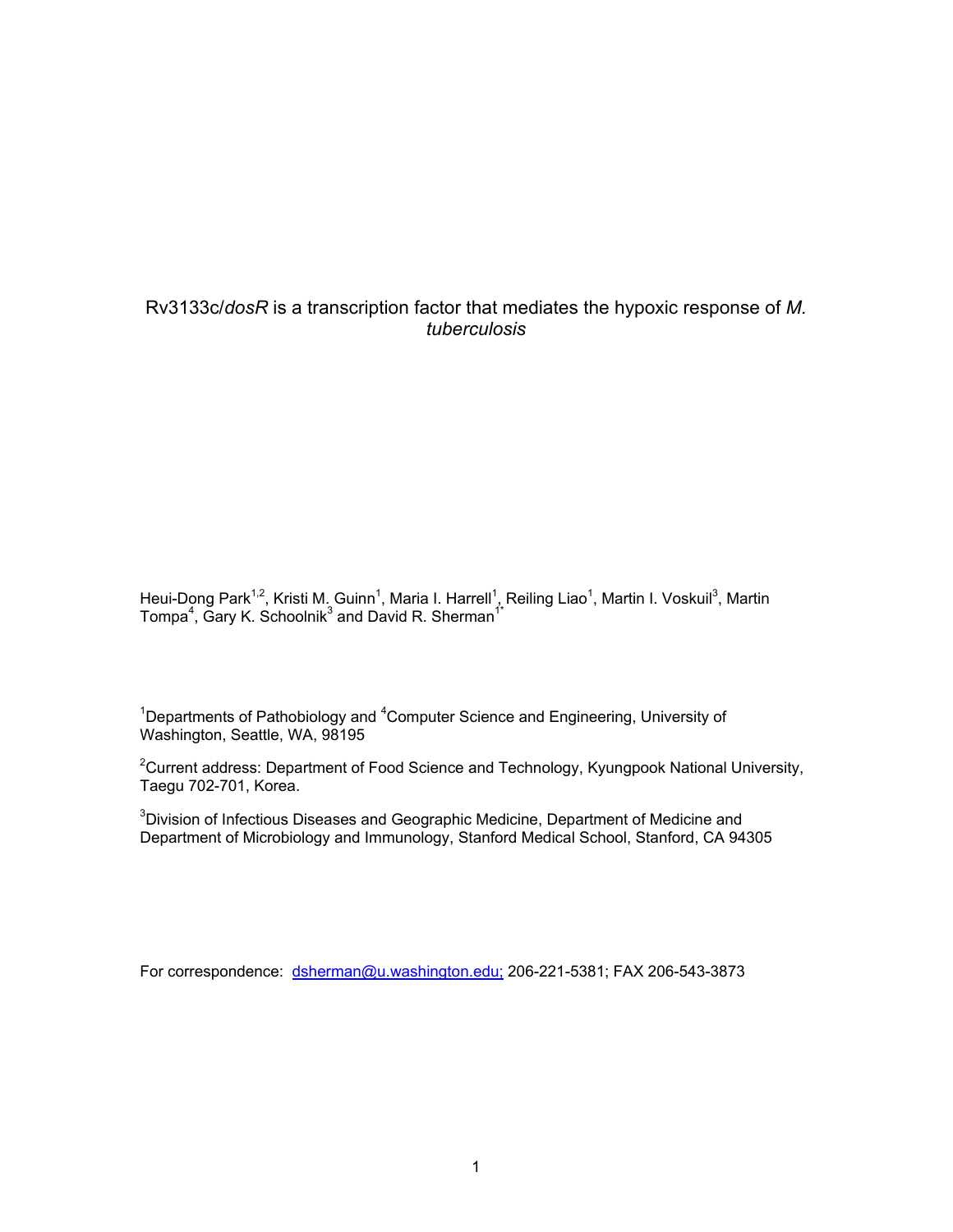# Rv3133c/*dosR* is a transcription factor that mediates the hypoxic response of *M. tuberculosis*

Heui-Dong Park[1,2], Kristi M. Guinn[1], Maria I. Harrell[1], Reiling Liao[1], Martin I. Voskuil[3], Martin Tompa[4], Gary K. Schoolnik[3] and David R. Sherman[1*]

[1]Departments of Pathobiology and [4]Computer Science and Engineering, University of Washington, Seattle, WA, 98195

[2]Current address: Department of Food Science and Technology, Kyungpook National University, Taegu 702-701, Korea.

[3]Division of Infectious Diseases and Geographic Medicine, Department of Medicine and Department of Microbiology and Immunology, Stanford Medical School, Stanford, CA 94305

For correspondence: dsherman@u.washington.edu; 206-221-5381; FAX 206-543-3873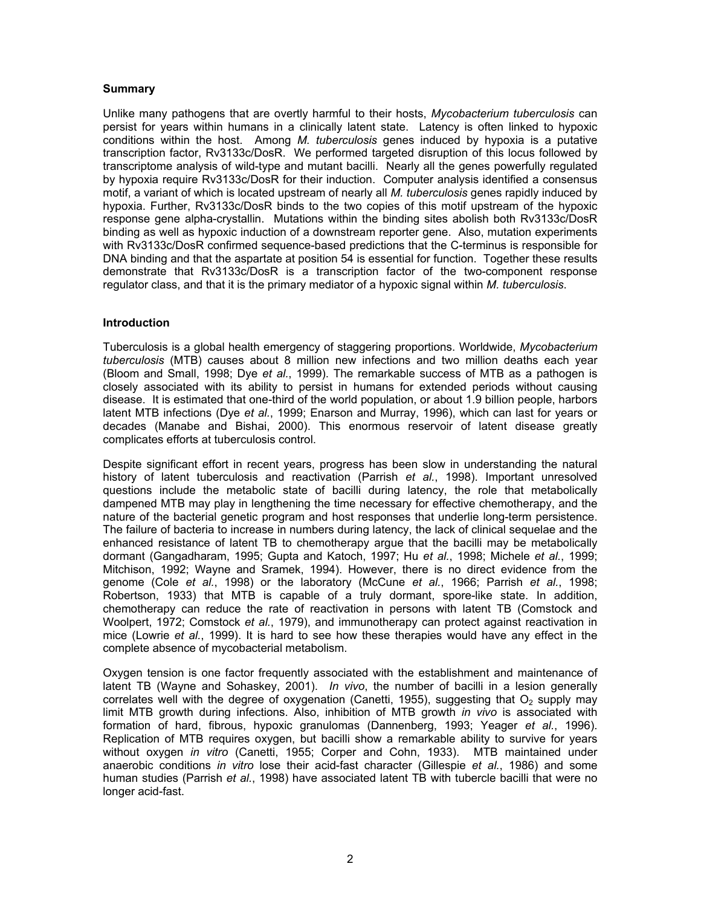**Summary**

Unlike many pathogens that are overtly harmful to their hosts, *Mycobacterium tuberculosis* can persist for years within humans in a clinically latent state. Latency is often linked to hypoxic conditions within the host. Among *M. tuberculosis* genes induced by hypoxia is a putative transcription factor, Rv3133c/DosR. We performed targeted disruption of this locus followed by transcriptome analysis of wild-type and mutant bacilli. Nearly all the genes powerfully regulated by hypoxia require Rv3133c/DosR for their induction. Computer analysis identified a consensus motif, a variant of which is located upstream of nearly all *M. tuberculosis* genes rapidly induced by hypoxia. Further, Rv3133c/DosR binds to the two copies of this motif upstream of the hypoxic response gene alpha-crystallin. Mutations within the binding sites abolish both Rv3133c/DosR binding as well as hypoxic induction of a downstream reporter gene. Also, mutation experiments with Rv3133c/DosR confirmed sequence-based predictions that the C-terminus is responsible for DNA binding and that the aspartate at position 54 is essential for function. Together these results demonstrate that Rv3133c/DosR is a transcription factor of the two-component response regulator class, and that it is the primary mediator of a hypoxic signal within *M. tuberculosis*.

**Introduction**

Tuberculosis is a global health emergency of staggering proportions. Worldwide, *Mycobacterium tuberculosis* (MTB) causes about 8 million new infections and two million deaths each year (Bloom and Small, 1998; Dye *et al.*, 1999). The remarkable success of MTB as a pathogen is closely associated with its ability to persist in humans for extended periods without causing disease. It is estimated that one-third of the world population, or about 1.9 billion people, harbors latent MTB infections (Dye *et al.*, 1999; Enarson and Murray, 1996), which can last for years or decades (Manabe and Bishai, 2000). This enormous reservoir of latent disease greatly complicates efforts at tuberculosis control.

Despite significant effort in recent years, progress has been slow in understanding the natural history of latent tuberculosis and reactivation (Parrish *et al.*, 1998). Important unresolved questions include the metabolic state of bacilli during latency, the role that metabolically dampened MTB may play in lengthening the time necessary for effective chemotherapy, and the nature of the bacterial genetic program and host responses that underlie long-term persistence. The failure of bacteria to increase in numbers during latency, the lack of clinical sequelae and the enhanced resistance of latent TB to chemotherapy argue that the bacilli may be metabolically dormant (Gangadharam, 1995; Gupta and Katoch, 1997; Hu *et al.*, 1998; Michele *et al.*, 1999; Mitchison, 1992; Wayne and Sramek, 1994). However, there is no direct evidence from the genome (Cole *et al.*, 1998) or the laboratory (McCune *et al.*, 1966; Parrish *et al.*, 1998; Robertson, 1933) that MTB is capable of a truly dormant, spore-like state. In addition, chemotherapy can reduce the rate of reactivation in persons with latent TB (Comstock and Woolpert, 1972; Comstock *et al.*, 1979), and immunotherapy can protect against reactivation in mice (Lowrie *et al.*, 1999). It is hard to see how these therapies would have any effect in the complete absence of mycobacterial metabolism.

Oxygen tension is one factor frequently associated with the establishment and maintenance of latent TB (Wayne and Sohaskey, 2001). *In vivo*, the number of bacilli in a lesion generally correlates well with the degree of oxygenation (Canetti, 1955), suggesting that $O_2$ supply may limit MTB growth during infections. Also, inhibition of MTB growth *in vivo* is associated with formation of hard, fibrous, hypoxic granulomas (Dannenberg, 1993; Yeager *et al.*, 1996). Replication of MTB requires oxygen, but bacilli show a remarkable ability to survive for years without oxygen *in vitro* (Canetti, 1955; Corper and Cohn, 1933). MTB maintained under anaerobic conditions *in vitro* lose their acid-fast character (Gillespie *et al.*, 1986) and some human studies (Parrish *et al.*, 1998) have associated latent TB with tubercle bacilli that were no longer acid-fast.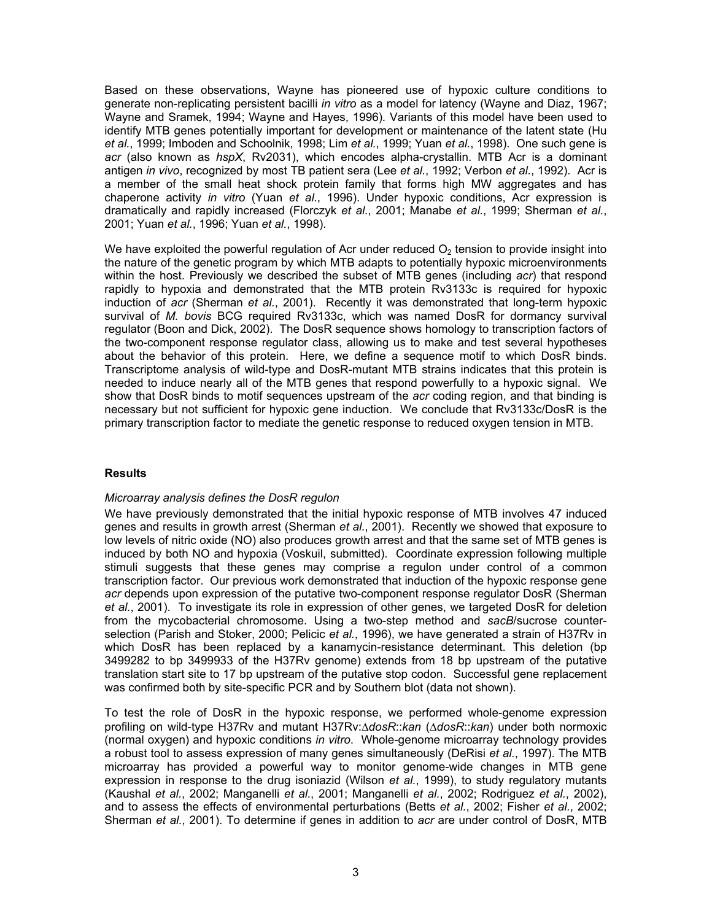Based on these observations, Wayne has pioneered use of hypoxic culture conditions to generate non-replicating persistent bacilli *in vitro* as a model for latency (Wayne and Diaz, 1967; Wayne and Sramek, 1994; Wayne and Hayes, 1996). Variants of this model have been used to identify MTB genes potentially important for development or maintenance of the latent state (Hu *et al.*, 1999; Imboden and Schoolnik, 1998; Lim *et al.*, 1999; Yuan *et al.*, 1998). One such gene is *acr* (also known as *hspX*, Rv2031), which encodes alpha-crystallin. MTB Acr is a dominant antigen *in vivo*, recognized by most TB patient sera (Lee *et al.*, 1992; Verbon *et al.*, 1992). Acr is a member of the small heat shock protein family that forms high MW aggregates and has chaperone activity *in vitro* (Yuan *et al.*, 1996). Under hypoxic conditions, Acr expression is dramatically and rapidly increased (Florczyk *et al.*, 2001; Manabe *et al.*, 1999; Sherman *et al.*, 2001; Yuan *et al.*, 1996; Yuan *et al.*, 1998).

We have exploited the powerful regulation of Acr under reduced $O_2$ tension to provide insight into the nature of the genetic program by which MTB adapts to potentially hypoxic microenvironments within the host. Previously we described the subset of MTB genes (including *acr*) that respond rapidly to hypoxia and demonstrated that the MTB protein Rv3133c is required for hypoxic induction of *acr* (Sherman *et al.*, 2001). Recently it was demonstrated that long-term hypoxic survival of *M. bovis* BCG required Rv3133c, which was named DosR for dormancy survival regulator (Boon and Dick, 2002). The DosR sequence shows homology to transcription factors of the two-component response regulator class, allowing us to make and test several hypotheses about the behavior of this protein. Here, we define a sequence motif to which DosR binds. Transcriptome analysis of wild-type and DosR-mutant MTB strains indicates that this protein is needed to induce nearly all of the MTB genes that respond powerfully to a hypoxic signal. We show that DosR binds to motif sequences upstream of the *acr* coding region, and that binding is necessary but not sufficient for hypoxic gene induction. We conclude that Rv3133c/DosR is the primary transcription factor to mediate the genetic response to reduced oxygen tension in MTB.

## Results

### *Microarray analysis defines the DosR regulon*

We have previously demonstrated that the initial hypoxic response of MTB involves 47 induced genes and results in growth arrest (Sherman *et al.*, 2001). Recently we showed that exposure to low levels of nitric oxide (NO) also produces growth arrest and that the same set of MTB genes is induced by both NO and hypoxia (Voskuil, submitted). Coordinate expression following multiple stimuli suggests that these genes may comprise a regulon under control of a common transcription factor. Our previous work demonstrated that induction of the hypoxic response gene *acr* depends upon expression of the putative two-component response regulator DosR (Sherman *et al.*, 2001). To investigate its role in expression of other genes, we targeted DosR for deletion from the mycobacterial chromosome. Using a two-step method and *sacB*/sucrose counter-selection (Parish and Stoker, 2000; Pelicic *et al.*, 1996), we have generated a strain of H37Rv in which DosR has been replaced by a kanamycin-resistance determinant. This deletion (bp 3499282 to bp 3499933 of the H37Rv genome) extends from 18 bp upstream of the putative translation start site to 17 bp upstream of the putative stop codon. Successful gene replacement was confirmed both by site-specific PCR and by Southern blot (data not shown).

To test the role of DosR in the hypoxic response, we performed whole-genome expression profiling on wild-type H37Rv and mutant H37Rv:Δ*dosR*::*kan* (Δ*dosR*::*kan*) under both normoxic (normal oxygen) and hypoxic conditions *in vitro*. Whole-genome microarray technology provides a robust tool to assess expression of many genes simultaneously (DeRisi *et al.*, 1997). The MTB microarray has provided a powerful way to monitor genome-wide changes in MTB gene expression in response to the drug isoniazid (Wilson *et al.*, 1999), to study regulatory mutants (Kaushal *et al.*, 2002; Manganelli *et al.*, 2001; Manganelli *et al.*, 2002; Rodriguez *et al.*, 2002), and to assess the effects of environmental perturbations (Betts *et al.*, 2002; Fisher *et al.*, 2002; Sherman *et al.*, 2001). To determine if genes in addition to *acr* are under control of DosR, MTB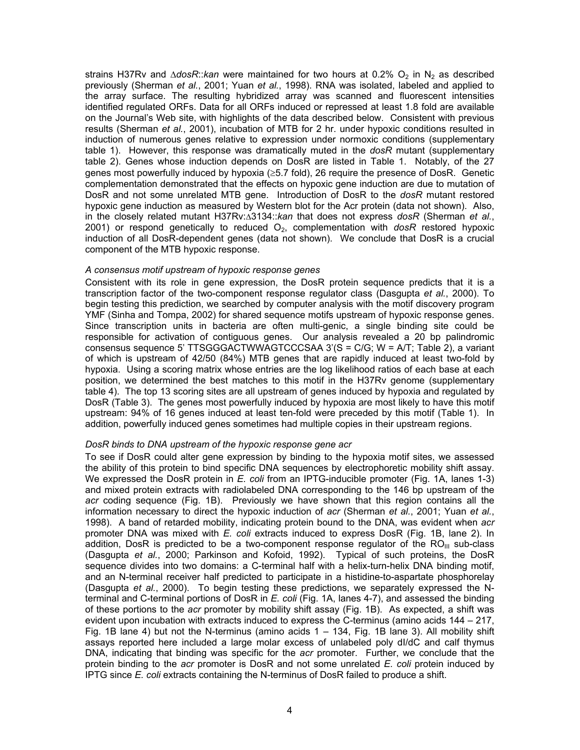strains H37Rv and Δ*dosR*::*kan* were maintained for two hours at 0.2% $O_2$ in $N_2$ as described previously (Sherman *et al.*, 2001; Yuan *et al.*, 1998). RNA was isolated, labeled and applied to the array surface. The resulting hybridized array was scanned and fluorescent intensities identified regulated ORFs. Data for all ORFs induced or repressed at least 1.8 fold are available on the Journal's Web site, with highlights of the data described below. Consistent with previous results (Sherman *et al.*, 2001), incubation of MTB for 2 hr. under hypoxic conditions resulted in induction of numerous genes relative to expression under normoxic conditions (supplementary table 1). However, this response was dramatically muted in the *dosR* mutant (supplementary table 2). Genes whose induction depends on DosR are listed in Table 1. Notably, of the 27 genes most powerfully induced by hypoxia (≥5.7 fold), 26 require the presence of DosR. Genetic complementation demonstrated that the effects on hypoxic gene induction are due to mutation of DosR and not some unrelated MTB gene. Introduction of DosR to the *dosR* mutant restored hypoxic gene induction as measured by Western blot for the Acr protein (data not shown). Also, in the closely related mutant H37Rv:Δ3134::*kan* that does not express *dosR* (Sherman *et al.*, 2001) or respond genetically to reduced $O_2$, complementation with *dosR* restored hypoxic induction of all DosR-dependent genes (data not shown). We conclude that DosR is a crucial component of the MTB hypoxic response.

### *A consensus motif upstream of hypoxic response genes*

Consistent with its role in gene expression, the DosR protein sequence predicts that it is a transcription factor of the two-component response regulator class (Dasgupta *et al.*, 2000). To begin testing this prediction, we searched by computer analysis with the motif discovery program YMF (Sinha and Tompa, 2002) for shared sequence motifs upstream of hypoxic response genes. Since transcription units in bacteria are often multi-genic, a single binding site could be responsible for activation of contiguous genes. Our analysis revealed a 20 bp palindromic consensus sequence 5' TTSGGGACTWWAGTCCCSAA 3'(S = C/G; W = A/T; Table 2), a variant of which is upstream of 42/50 (84%) MTB genes that are rapidly induced at least two-fold by hypoxia. Using a scoring matrix whose entries are the log likelihood ratios of each base at each position, we determined the best matches to this motif in the H37Rv genome (supplementary table 4). The top 13 scoring sites are all upstream of genes induced by hypoxia and regulated by DosR (Table 3). The genes most powerfully induced by hypoxia are most likely to have this motif upstream: 94% of 16 genes induced at least ten-fold were preceded by this motif (Table 1). In addition, powerfully induced genes sometimes had multiple copies in their upstream regions.

### *DosR binds to DNA upstream of the hypoxic response gene acr*

To see if DosR could alter gene expression by binding to the hypoxia motif sites, we assessed the ability of this protein to bind specific DNA sequences by electrophoretic mobility shift assay. We expressed the DosR protein in *E. coli* from an IPTG-inducible promoter (Fig. 1A, lanes 1-3) and mixed protein extracts with radiolabeled DNA corresponding to the 146 bp upstream of the *acr* coding sequence (Fig. 1B). Previously we have shown that this region contains all the information necessary to direct the hypoxic induction of *acr* (Sherman *et al.*, 2001; Yuan *et al.*, 1998). A band of retarded mobility, indicating protein bound to the DNA, was evident when *acr* promoter DNA was mixed with *E. coli* extracts induced to express DosR (Fig. 1B, lane 2). In addition, DosR is predicted to be a two-component response regulator of the $RO_{III}$ sub-class (Dasgupta *et al.*, 2000; Parkinson and Kofoid, 1992). Typical of such proteins, the DosR sequence divides into two domains: a C-terminal half with a helix-turn-helix DNA binding motif, and an N-terminal receiver half predicted to participate in a histidine-to-aspartate phosphorelay (Dasgupta *et al.*, 2000). To begin testing these predictions, we separately expressed the N-terminal and C-terminal portions of DosR in *E. coli* (Fig. 1A, lanes 4-7), and assessed the binding of these portions to the *acr* promoter by mobility shift assay (Fig. 1B). As expected, a shift was evident upon incubation with extracts induced to express the C-terminus (amino acids 144 – 217, Fig. 1B lane 4) but not the N-terminus (amino acids 1 – 134, Fig. 1B lane 3). All mobility shift assays reported here included a large molar excess of unlabeled poly dI/dC and calf thymus DNA, indicating that binding was specific for the *acr* promoter. Further, we conclude that the protein binding to the *acr* promoter is DosR and not some unrelated *E. coli* protein induced by IPTG since *E. coli* extracts containing the N-terminus of DosR failed to produce a shift.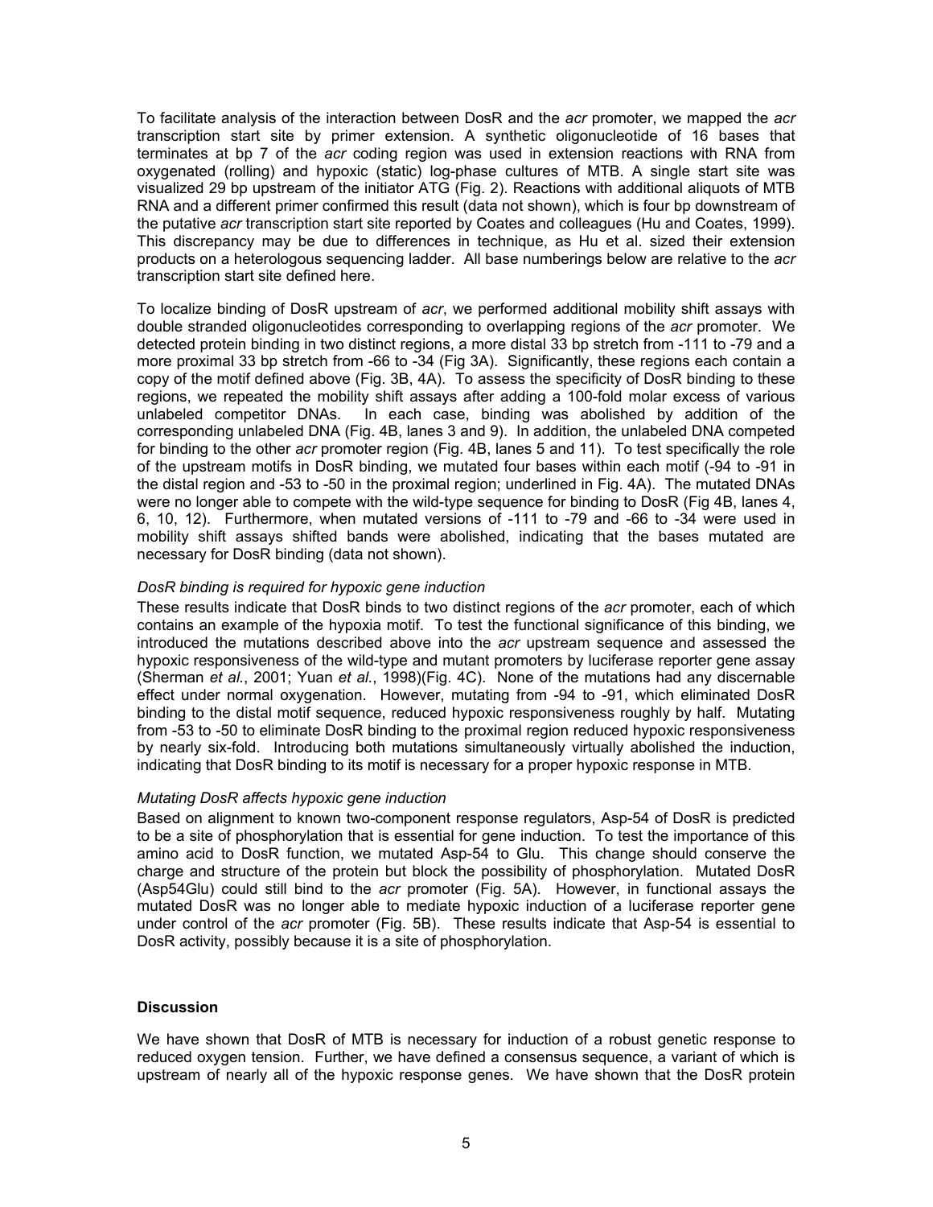To facilitate analysis of the interaction between DosR and the *acr* promoter, we mapped the *acr* transcription start site by primer extension. A synthetic oligonucleotide of 16 bases that terminates at bp 7 of the *acr* coding region was used in extension reactions with RNA from oxygenated (rolling) and hypoxic (static) log-phase cultures of MTB. A single start site was visualized 29 bp upstream of the initiator ATG (Fig. 2). Reactions with additional aliquots of MTB RNA and a different primer confirmed this result (data not shown), which is four bp downstream of the putative *acr* transcription start site reported by Coates and colleagues (Hu and Coates, 1999). This discrepancy may be due to differences in technique, as Hu et al. sized their extension products on a heterologous sequencing ladder. All base numberings below are relative to the *acr* transcription start site defined here.

To localize binding of DosR upstream of *acr*, we performed additional mobility shift assays with double stranded oligonucleotides corresponding to overlapping regions of the *acr* promoter. We detected protein binding in two distinct regions, a more distal 33 bp stretch from -111 to -79 and a more proximal 33 bp stretch from -66 to -34 (Fig 3A). Significantly, these regions each contain a copy of the motif defined above (Fig. 3B, 4A). To assess the specificity of DosR binding to these regions, we repeated the mobility shift assays after adding a 100-fold molar excess of various unlabeled competitor DNAs. In each case, binding was abolished by addition of the corresponding unlabeled DNA (Fig. 4B, lanes 3 and 9). In addition, the unlabeled DNA competed for binding to the other *acr* promoter region (Fig. 4B, lanes 5 and 11). To test specifically the role of the upstream motifs in DosR binding, we mutated four bases within each motif (-94 to -91 in the distal region and -53 to -50 in the proximal region; underlined in Fig. 4A). The mutated DNAs were no longer able to compete with the wild-type sequence for binding to DosR (Fig 4B, lanes 4, 6, 10, 12). Furthermore, when mutated versions of -111 to -79 and -66 to -34 were used in mobility shift assays shifted bands were abolished, indicating that the bases mutated are necessary for DosR binding (data not shown).

### *DosR binding is required for hypoxic gene induction*

These results indicate that DosR binds to two distinct regions of the *acr* promoter, each of which contains an example of the hypoxia motif. To test the functional significance of this binding, we introduced the mutations described above into the *acr* upstream sequence and assessed the hypoxic responsiveness of the wild-type and mutant promoters by luciferase reporter gene assay (Sherman *et al.*, 2001; Yuan *et al.*, 1998)(Fig. 4C). None of the mutations had any discernable effect under normal oxygenation. However, mutating from -94 to -91, which eliminated DosR binding to the distal motif sequence, reduced hypoxic responsiveness roughly by half. Mutating from -53 to -50 to eliminate DosR binding to the proximal region reduced hypoxic responsiveness by nearly six-fold. Introducing both mutations simultaneously virtually abolished the induction, indicating that DosR binding to its motif is necessary for a proper hypoxic response in MTB.

### *Mutating DosR affects hypoxic gene induction*

Based on alignment to known two-component response regulators, Asp-54 of DosR is predicted to be a site of phosphorylation that is essential for gene induction. To test the importance of this amino acid to DosR function, we mutated Asp-54 to Glu. This change should conserve the charge and structure of the protein but block the possibility of phosphorylation. Mutated DosR (Asp54Glu) could still bind to the *acr* promoter (Fig. 5A). However, in functional assays the mutated DosR was no longer able to mediate hypoxic induction of a luciferase reporter gene under control of the *acr* promoter (Fig. 5B). These results indicate that Asp-54 is essential to DosR activity, possibly because it is a site of phosphorylation.

## Discussion

We have shown that DosR of MTB is necessary for induction of a robust genetic response to reduced oxygen tension. Further, we have defined a consensus sequence, a variant of which is upstream of nearly all of the hypoxic response genes. We have shown that the DosR protein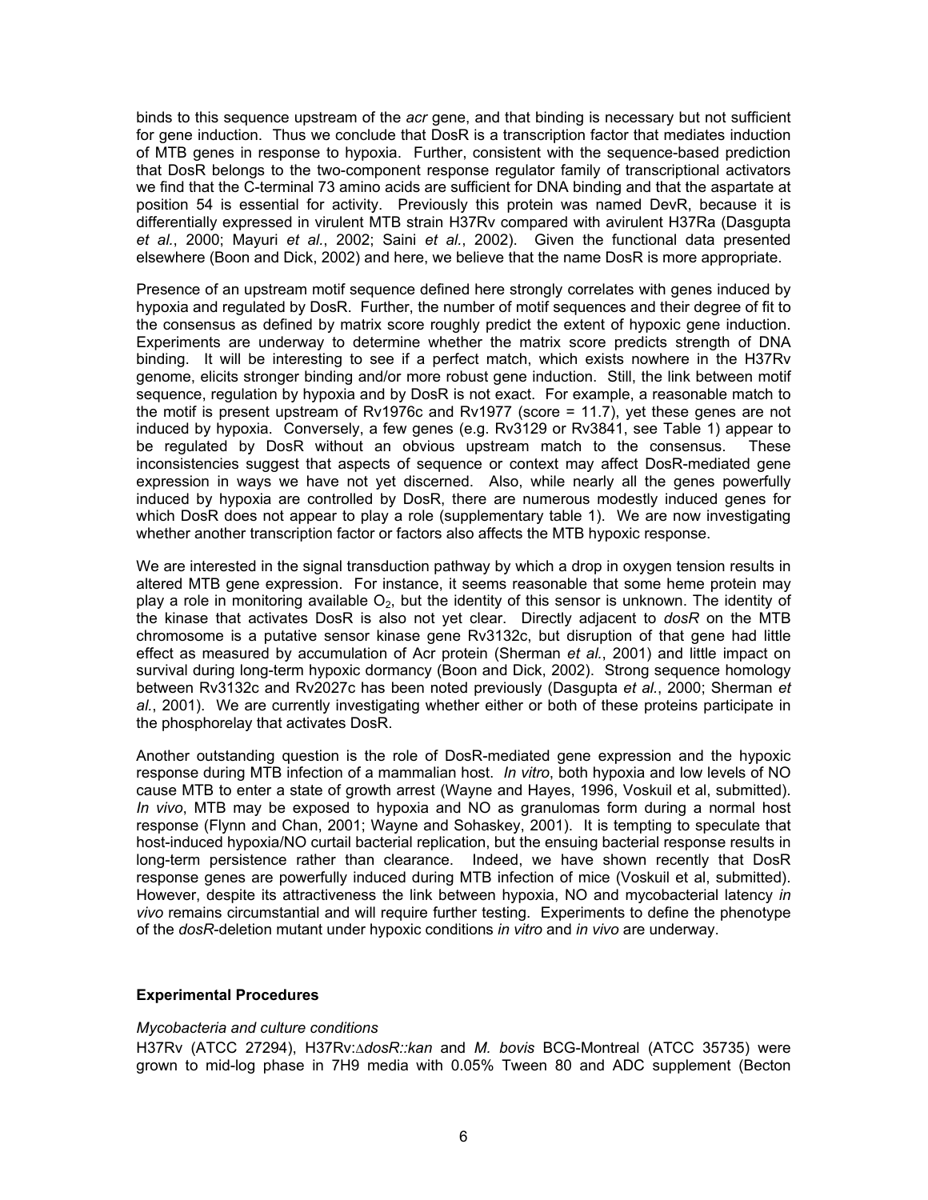binds to this sequence upstream of the *acr* gene, and that binding is necessary but not sufficient for gene induction. Thus we conclude that DosR is a transcription factor that mediates induction of MTB genes in response to hypoxia. Further, consistent with the sequence-based prediction that DosR belongs to the two-component response regulator family of transcriptional activators we find that the C-terminal 73 amino acids are sufficient for DNA binding and that the aspartate at position 54 is essential for activity. Previously this protein was named DevR, because it is differentially expressed in virulent MTB strain H37Rv compared with avirulent H37Ra (Dasgupta *et al.*, 2000; Mayuri *et al.*, 2002; Saini *et al.*, 2002). Given the functional data presented elsewhere (Boon and Dick, 2002) and here, we believe that the name DosR is more appropriate.

Presence of an upstream motif sequence defined here strongly correlates with genes induced by hypoxia and regulated by DosR. Further, the number of motif sequences and their degree of fit to the consensus as defined by matrix score roughly predict the extent of hypoxic gene induction. Experiments are underway to determine whether the matrix score predicts strength of DNA binding. It will be interesting to see if a perfect match, which exists nowhere in the H37Rv genome, elicits stronger binding and/or more robust gene induction. Still, the link between motif sequence, regulation by hypoxia and by DosR is not exact. For example, a reasonable match to the motif is present upstream of Rv1976c and Rv1977 (score = 11.7), yet these genes are not induced by hypoxia. Conversely, a few genes (e.g. Rv3129 or Rv3841, see Table 1) appear to be regulated by DosR without an obvious upstream match to the consensus. These inconsistencies suggest that aspects of sequence or context may affect DosR-mediated gene expression in ways we have not yet discerned. Also, while nearly all the genes powerfully induced by hypoxia are controlled by DosR, there are numerous modestly induced genes for which DosR does not appear to play a role (supplementary table 1). We are now investigating whether another transcription factor or factors also affects the MTB hypoxic response.

We are interested in the signal transduction pathway by which a drop in oxygen tension results in altered MTB gene expression. For instance, it seems reasonable that some heme protein may play a role in monitoring available $O_2$, but the identity of this sensor is unknown. The identity of the kinase that activates DosR is also not yet clear. Directly adjacent to *dosR* on the MTB chromosome is a putative sensor kinase gene Rv3132c, but disruption of that gene had little effect as measured by accumulation of Acr protein (Sherman *et al.*, 2001) and little impact on survival during long-term hypoxic dormancy (Boon and Dick, 2002). Strong sequence homology between Rv3132c and Rv2027c has been noted previously (Dasgupta *et al.*, 2000; Sherman *et al.*, 2001). We are currently investigating whether either or both of these proteins participate in the phosphorelay that activates DosR.

Another outstanding question is the role of DosR-mediated gene expression and the hypoxic response during MTB infection of a mammalian host. *In vitro*, both hypoxia and low levels of NO cause MTB to enter a state of growth arrest (Wayne and Hayes, 1996, Voskuil et al, submitted). *In vivo*, MTB may be exposed to hypoxia and NO as granulomas form during a normal host response (Flynn and Chan, 2001; Wayne and Sohaskey, 2001). It is tempting to speculate that host-induced hypoxia/NO curtail bacterial replication, but the ensuing bacterial response results in long-term persistence rather than clearance. Indeed, we have shown recently that DosR response genes are powerfully induced during MTB infection of mice (Voskuil et al, submitted). However, despite its attractiveness the link between hypoxia, NO and mycobacterial latency *in vivo* remains circumstantial and will require further testing. Experiments to define the phenotype of the *dosR*-deletion mutant under hypoxic conditions *in vitro* and *in vivo* are underway.

## Experimental Procedures

### *Mycobacteria and culture conditions*

H37Rv (ATCC 27294), H37Rv:Δ*dosR::kan* and *M. bovis* BCG-Montreal (ATCC 35735) were grown to mid-log phase in 7H9 media with 0.05% Tween 80 and ADC supplement (Becton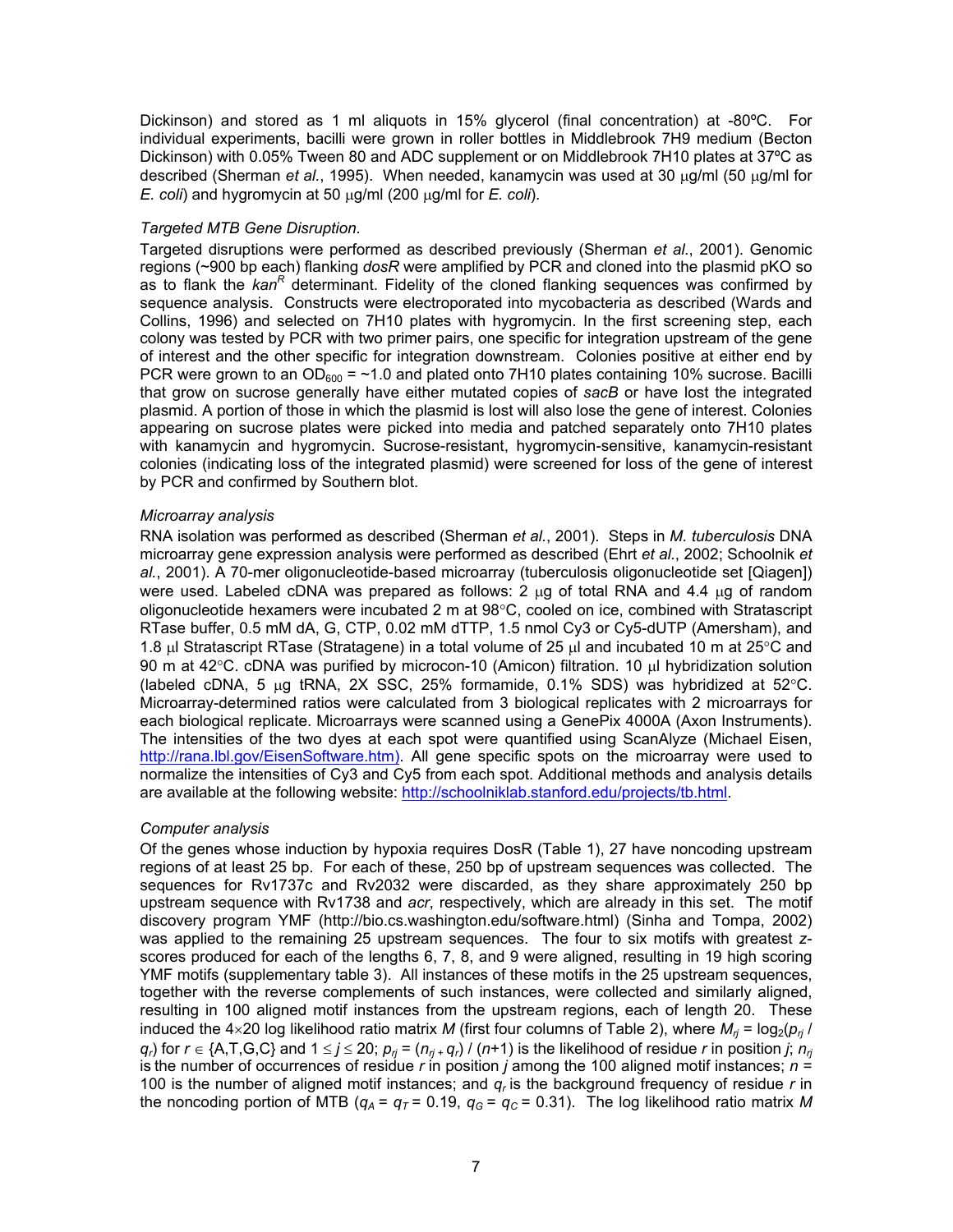Dickinson) and stored as 1 ml aliquots in 15% glycerol (final concentration) at -80ºC. For individual experiments, bacilli were grown in roller bottles in Middlebrook 7H9 medium (Becton Dickinson) with 0.05% Tween 80 and ADC supplement or on Middlebrook 7H10 plates at 37ºC as described (Sherman *et al.*, 1995). When needed, kanamycin was used at 30 μg/ml (50 μg/ml for *E. coli*) and hygromycin at 50 μg/ml (200 μg/ml for *E. coli*).

*Targeted MTB Gene Disruption.*

Targeted disruptions were performed as described previously (Sherman *et al.*, 2001). Genomic regions (~900 bp each) flanking *dosR* were amplified by PCR and cloned into the plasmid pKO so as to flank the *kan$^R$* determinant. Fidelity of the cloned flanking sequences was confirmed by sequence analysis. Constructs were electroporated into mycobacteria as described (Wards and Collins, 1996) and selected on 7H10 plates with hygromycin. In the first screening step, each colony was tested by PCR with two primer pairs, one specific for integration upstream of the gene of interest and the other specific for integration downstream. Colonies positive at either end by PCR were grown to an $OD_{600}$ = ~1.0 and plated onto 7H10 plates containing 10% sucrose. Bacilli that grow on sucrose generally have either mutated copies of *sacB* or have lost the integrated plasmid. A portion of those in which the plasmid is lost will also lose the gene of interest. Colonies appearing on sucrose plates were picked into media and patched separately onto 7H10 plates with kanamycin and hygromycin. Sucrose-resistant, hygromycin-sensitive, kanamycin-resistant colonies (indicating loss of the integrated plasmid) were screened for loss of the gene of interest by PCR and confirmed by Southern blot.

*Microarray analysis*

RNA isolation was performed as described (Sherman *et al.*, 2001). Steps in *M. tuberculosis* DNA microarray gene expression analysis were performed as described (Ehrt *et al.*, 2002; Schoolnik *et al.*, 2001). A 70-mer oligonucleotide-based microarray (tuberculosis oligonucleotide set [Qiagen]) were used. Labeled cDNA was prepared as follows: 2 μg of total RNA and 4.4 μg of random oligonucleotide hexamers were incubated 2 m at 98°C, cooled on ice, combined with Stratascript RTase buffer, 0.5 mM dA, G, CTP, 0.02 mM dTTP, 1.5 nmol Cy3 or Cy5-dUTP (Amersham), and 1.8 μl Stratascript RTase (Stratagene) in a total volume of 25 μl and incubated 10 m at 25°C and 90 m at 42°C. cDNA was purified by microcon-10 (Amicon) filtration. 10 μl hybridization solution (labeled cDNA, 5 μg tRNA, 2X SSC, 25% formamide, 0.1% SDS) was hybridized at 52°C. Microarray-determined ratios were calculated from 3 biological replicates with 2 microarrays for each biological replicate. Microarrays were scanned using a GenePix 4000A (Axon Instruments). The intensities of the two dyes at each spot were quantified using ScanAlyze (Michael Eisen, http://rana.lbl.gov/EisenSoftware.htm). All gene specific spots on the microarray were used to normalize the intensities of Cy3 and Cy5 from each spot. Additional methods and analysis details are available at the following website: http://schoolniklab.stanford.edu/projects/tb.html.

*Computer analysis*

Of the genes whose induction by hypoxia requires DosR (Table 1), 27 have noncoding upstream regions of at least 25 bp. For each of these, 250 bp of upstream sequences was collected. The sequences for Rv1737c and Rv2032 were discarded, as they share approximately 250 bp upstream sequence with Rv1738 and *acr*, respectively, which are already in this set. The motif discovery program YMF (http://bio.cs.washington.edu/software.html) (Sinha and Tompa, 2002) was applied to the remaining 25 upstream sequences. The four to six motifs with greatest *z*-scores produced for each of the lengths 6, 7, 8, and 9 were aligned, resulting in 19 high scoring YMF motifs (supplementary table 3). All instances of these motifs in the 25 upstream sequences, together with the reverse complements of such instances, were collected and similarly aligned, resulting in 100 aligned motif instances from the upstream regions, each of length 20. These induced the 4×20 log likelihood ratio matrix *M* (first four columns of Table 2), where $M_{rj} = \log_2(p_{rj} / q_r)$ for $r \in$ {A,T,G,C} and $1 \le j \le 20$; $p_{rj} = (n_{rj} + q_r) / (n+1)$ is the likelihood of residue *r* in position *j*; $n_{rj}$ is the number of occurrences of residue *r* in position *j* among the 100 aligned motif instances; $n$ = 100 is the number of aligned motif instances; and $q_r$ is the background frequency of residue *r* in the noncoding portion of MTB ($q_A = q_T = 0.19$, $q_G = q_C = 0.31$). The log likelihood ratio matrix *M*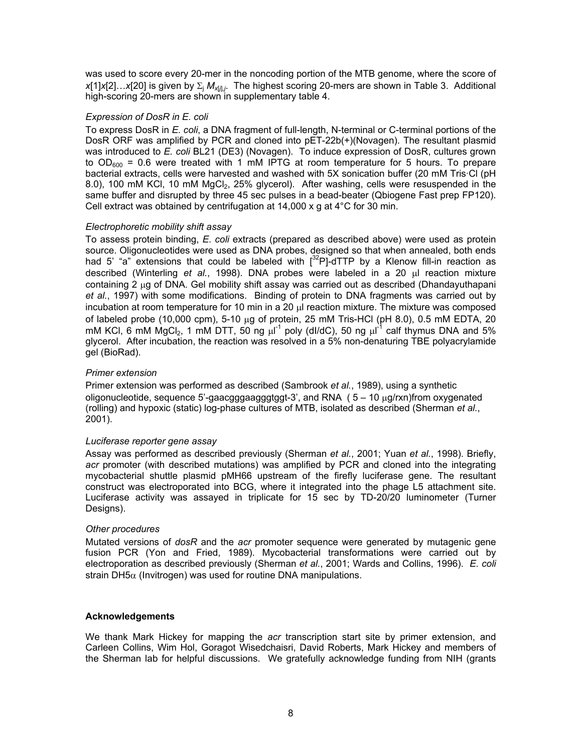was used to score every 20-mer in the noncoding portion of the MTB genome, where the score of $x[1]x[2]\ldots x[20]$ is given by $\Sigma_j M_{x[j],j}$. The highest scoring 20-mers are shown in Table 3. Additional high-scoring 20-mers are shown in supplementary table 4.

*Expression of DosR in E. coli*

To express DosR in *E. coli*, a DNA fragment of full-length, N-terminal or C-terminal portions of the DosR ORF was amplified by PCR and cloned into pET-22b(+)(Novagen). The resultant plasmid was introduced to *E. coli* BL21 (DE3) (Novagen). To induce expression of DosR, cultures grown to $OD_{600}$ = 0.6 were treated with 1 mM IPTG at room temperature for 5 hours. To prepare bacterial extracts, cells were harvested and washed with 5X sonication buffer (20 mM Tris·Cl (pH 8.0), 100 mM KCl, 10 mM $MgCl_2$, 25% glycerol). After washing, cells were resuspended in the same buffer and disrupted by three 45 sec pulses in a bead-beater (Qbiogene Fast prep FP120). Cell extract was obtained by centrifugation at 14,000 x g at 4°C for 30 min.

*Electrophoretic mobility shift assay*

To assess protein binding, *E. coli* extracts (prepared as described above) were used as protein source. Oligonucleotides were used as DNA probes, designed so that when annealed, both ends had 5' "a" extensions that could be labeled with [$^{32}$P]-dTTP by a Klenow fill-in reaction as described (Winterling *et al.*, 1998). DNA probes were labeled in a 20 μl reaction mixture containing 2 μg of DNA. Gel mobility shift assay was carried out as described (Dhandayuthapani *et al.*, 1997) with some modifications. Binding of protein to DNA fragments was carried out by incubation at room temperature for 10 min in a 20 μl reaction mixture. The mixture was composed of labeled probe (10,000 cpm), 5-10 μg of protein, 25 mM Tris-HCl (pH 8.0), 0.5 mM EDTA, 20 mM KCl, 6 mM $MgCl_2$, 1 mM DTT, 50 ng $\mu l^{-1}$ poly (dI/dC), 50 ng $\mu l^{-1}$ calf thymus DNA and 5% glycerol. After incubation, the reaction was resolved in a 5% non-denaturing TBE polyacrylamide gel (BioRad).

*Primer extension*

Primer extension was performed as described (Sambrook *et al.*, 1989), using a synthetic oligonucleotide, sequence 5'-gaacgggaagggtggt-3', and RNA ( 5 – 10 μg/rxn)from oxygenated (rolling) and hypoxic (static) log-phase cultures of MTB, isolated as described (Sherman *et al.*, 2001).

*Luciferase reporter gene assay*

Assay was performed as described previously (Sherman *et al.*, 2001; Yuan *et al.*, 1998). Briefly, *acr* promoter (with described mutations) was amplified by PCR and cloned into the integrating mycobacterial shuttle plasmid pMH66 upstream of the firefly luciferase gene. The resultant construct was electroporated into BCG, where it integrated into the phage L5 attachment site. Luciferase activity was assayed in triplicate for 15 sec by TD-20/20 luminometer (Turner Designs).

*Other procedures*

Mutated versions of *dosR* and the *acr* promoter sequence were generated by mutagenic gene fusion PCR (Yon and Fried, 1989). Mycobacterial transformations were carried out by electroporation as described previously (Sherman *et al.*, 2001; Wards and Collins, 1996). *E. coli* strain DH5α (Invitrogen) was used for routine DNA manipulations.

**Acknowledgements**

We thank Mark Hickey for mapping the *acr* transcription start site by primer extension, and Carleen Collins, Wim Hol, Goragot Wisedchaisri, David Roberts, Mark Hickey and members of the Sherman lab for helpful discussions. We gratefully acknowledge funding from NIH (grants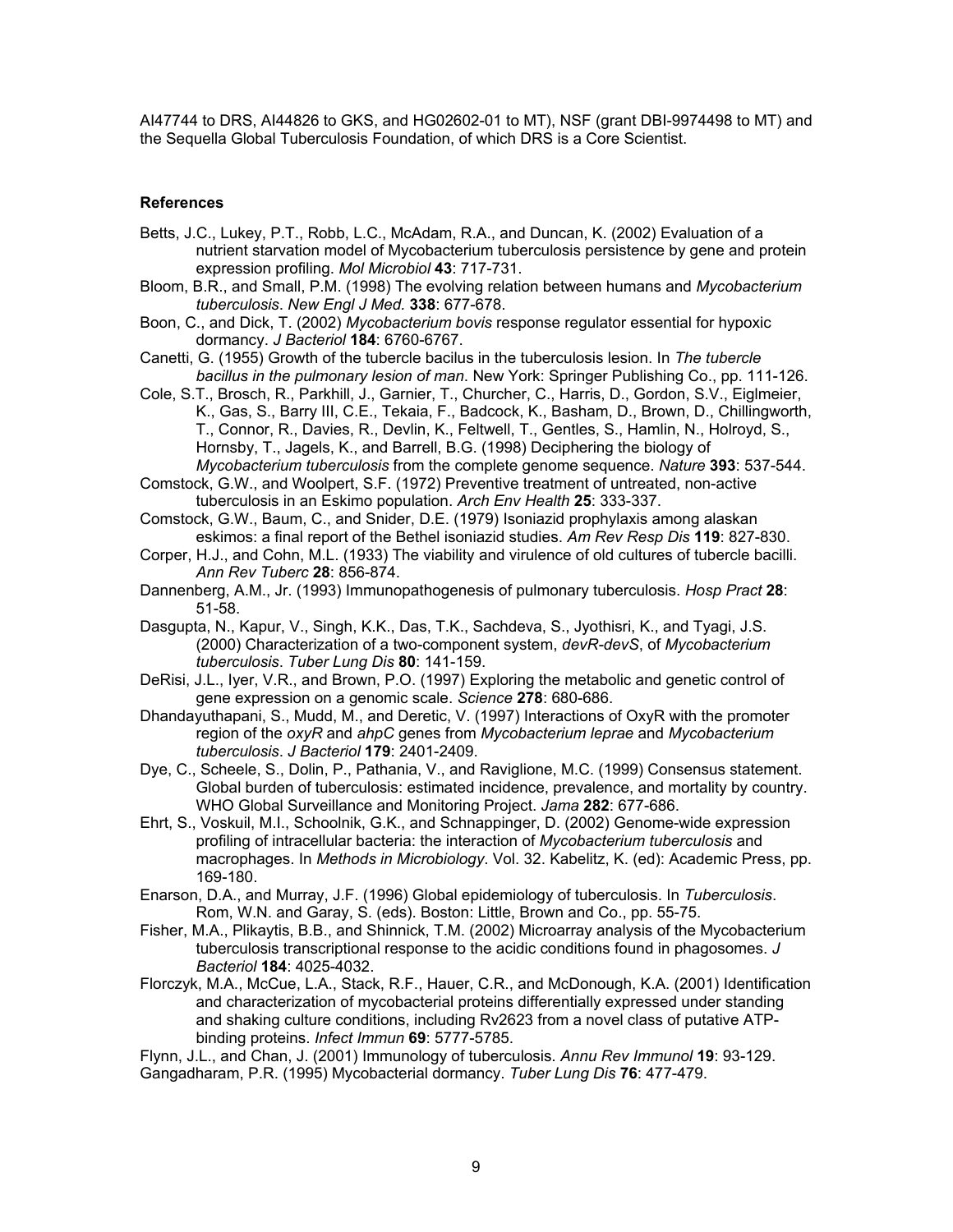AI47744 to DRS, AI44826 to GKS, and HG02602-01 to MT), NSF (grant DBI-9974498 to MT) and the Sequella Global Tuberculosis Foundation, of which DRS is a Core Scientist.

**References**

Betts, J.C., Lukey, P.T., Robb, L.C., McAdam, R.A., and Duncan, K. (2002) Evaluation of a nutrient starvation model of Mycobacterium tuberculosis persistence by gene and protein expression profiling. *Mol Microbiol* **43**: 717-731.

Bloom, B.R., and Small, P.M. (1998) The evolving relation between humans and *Mycobacterium tuberculosis*. *New Engl J Med.* **338**: 677-678.

Boon, C., and Dick, T. (2002) *Mycobacterium bovis* response regulator essential for hypoxic dormancy. *J Bacteriol* **184**: 6760-6767.

Canetti, G. (1955) Growth of the tubercle bacilus in the tuberculosis lesion. In *The tubercle bacillus in the pulmonary lesion of man*. New York: Springer Publishing Co., pp. 111-126.

Cole, S.T., Brosch, R., Parkhill, J., Garnier, T., Churcher, C., Harris, D., Gordon, S.V., Eiglmeier, K., Gas, S., Barry III, C.E., Tekaia, F., Badcock, K., Basham, D., Brown, D., Chillingworth, T., Connor, R., Davies, R., Devlin, K., Feltwell, T., Gentles, S., Hamlin, N., Holroyd, S., Hornsby, T., Jagels, K., and Barrell, B.G. (1998) Deciphering the biology of *Mycobacterium tuberculosis* from the complete genome sequence. *Nature* **393**: 537-544.

Comstock, G.W., and Woolpert, S.F. (1972) Preventive treatment of untreated, non-active tuberculosis in an Eskimo population. *Arch Env Health* **25**: 333-337.

Comstock, G.W., Baum, C., and Snider, D.E. (1979) Isoniazid prophylaxis among alaskan eskimos: a final report of the Bethel isoniazid studies. *Am Rev Resp Dis* **119**: 827-830.

Corper, H.J., and Cohn, M.L. (1933) The viability and virulence of old cultures of tubercle bacilli. *Ann Rev Tuberc* **28**: 856-874.

Dannenberg, A.M., Jr. (1993) Immunopathogenesis of pulmonary tuberculosis. *Hosp Pract* **28**: 51-58.

Dasgupta, N., Kapur, V., Singh, K.K., Das, T.K., Sachdeva, S., Jyothisri, K., and Tyagi, J.S. (2000) Characterization of a two-component system, *devR-devS*, of *Mycobacterium tuberculosis*. *Tuber Lung Dis* **80**: 141-159.

DeRisi, J.L., Iyer, V.R., and Brown, P.O. (1997) Exploring the metabolic and genetic control of gene expression on a genomic scale. *Science* **278**: 680-686.

Dhandayuthapani, S., Mudd, M., and Deretic, V. (1997) Interactions of OxyR with the promoter region of the *oxyR* and *ahpC* genes from *Mycobacterium leprae* and *Mycobacterium tuberculosis*. *J Bacteriol* **179**: 2401-2409.

Dye, C., Scheele, S., Dolin, P., Pathania, V., and Raviglione, M.C. (1999) Consensus statement. Global burden of tuberculosis: estimated incidence, prevalence, and mortality by country. WHO Global Surveillance and Monitoring Project. *Jama* **282**: 677-686.

Ehrt, S., Voskuil, M.I., Schoolnik, G.K., and Schnappinger, D. (2002) Genome-wide expression profiling of intracellular bacteria: the interaction of *Mycobacterium tuberculosis* and macrophages. In *Methods in Microbiology*. Vol. 32. Kabelitz, K. (ed): Academic Press, pp. 169-180.

Enarson, D.A., and Murray, J.F. (1996) Global epidemiology of tuberculosis. In *Tuberculosis*. Rom, W.N. and Garay, S. (eds). Boston: Little, Brown and Co., pp. 55-75.

Fisher, M.A., Plikaytis, B.B., and Shinnick, T.M. (2002) Microarray analysis of the Mycobacterium tuberculosis transcriptional response to the acidic conditions found in phagosomes. *J Bacteriol* **184**: 4025-4032.

Florczyk, M.A., McCue, L.A., Stack, R.F., Hauer, C.R., and McDonough, K.A. (2001) Identification and characterization of mycobacterial proteins differentially expressed under standing and shaking culture conditions, including Rv2623 from a novel class of putative ATP-binding proteins. *Infect Immun* **69**: 5777-5785.

Flynn, J.L., and Chan, J. (2001) Immunology of tuberculosis. *Annu Rev Immunol* **19**: 93-129.

Gangadharam, P.R. (1995) Mycobacterial dormancy. *Tuber Lung Dis* **76**: 477-479.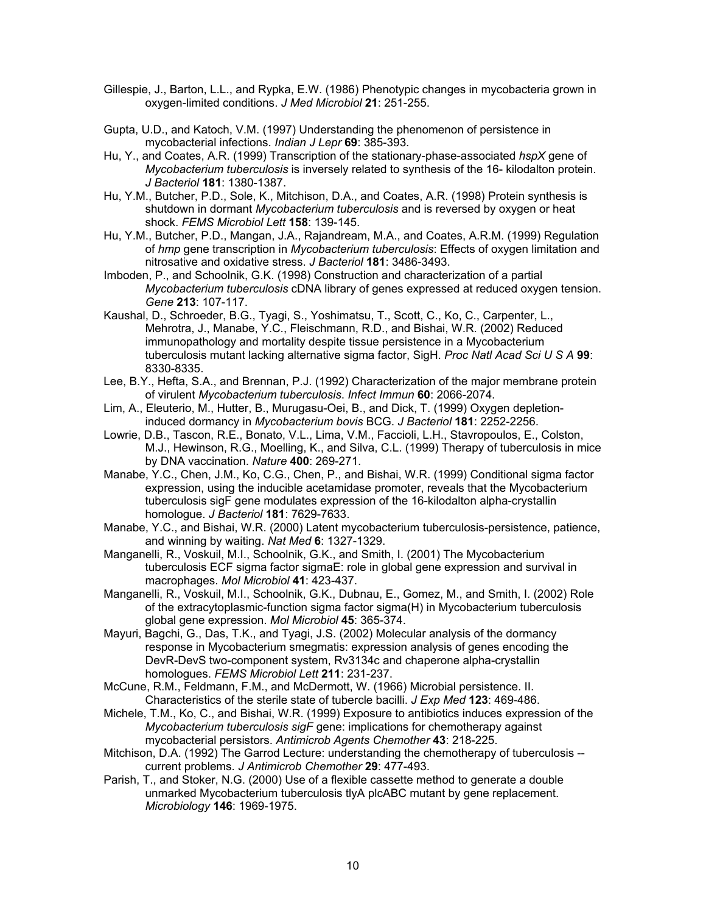Gillespie, J., Barton, L.L., and Rypka, E.W. (1986) Phenotypic changes in mycobacteria grown in oxygen-limited conditions. *J Med Microbiol* **21**: 251-255.

Gupta, U.D., and Katoch, V.M. (1997) Understanding the phenomenon of persistence in mycobacterial infections. *Indian J Lepr* **69**: 385-393.

Hu, Y., and Coates, A.R. (1999) Transcription of the stationary-phase-associated *hspX* gene of *Mycobacterium tuberculosis* is inversely related to synthesis of the 16- kilodalton protein. *J Bacteriol* **181**: 1380-1387.

Hu, Y.M., Butcher, P.D., Sole, K., Mitchison, D.A., and Coates, A.R. (1998) Protein synthesis is shutdown in dormant *Mycobacterium tuberculosis* and is reversed by oxygen or heat shock. *FEMS Microbiol Lett* **158**: 139-145.

Hu, Y.M., Butcher, P.D., Mangan, J.A., Rajandream, M.A., and Coates, A.R.M. (1999) Regulation of *hmp* gene transcription in *Mycobacterium tuberculosis*: Effects of oxygen limitation and nitrosative and oxidative stress. *J Bacteriol* **181**: 3486-3493.

Imboden, P., and Schoolnik, G.K. (1998) Construction and characterization of a partial *Mycobacterium tuberculosis* cDNA library of genes expressed at reduced oxygen tension. *Gene* **213**: 107-117.

Kaushal, D., Schroeder, B.G., Tyagi, S., Yoshimatsu, T., Scott, C., Ko, C., Carpenter, L., Mehrotra, J., Manabe, Y.C., Fleischmann, R.D., and Bishai, W.R. (2002) Reduced immunopathology and mortality despite tissue persistence in a Mycobacterium tuberculosis mutant lacking alternative sigma factor, SigH. *Proc Natl Acad Sci U S A* **99**: 8330-8335.

Lee, B.Y., Hefta, S.A., and Brennan, P.J. (1992) Characterization of the major membrane protein of virulent *Mycobacterium tuberculosis*. *Infect Immun* **60**: 2066-2074.

Lim, A., Eleuterio, M., Hutter, B., Murugasu-Oei, B., and Dick, T. (1999) Oxygen depletion-induced dormancy in *Mycobacterium bovis* BCG. *J Bacteriol* **181**: 2252-2256.

Lowrie, D.B., Tascon, R.E., Bonato, V.L., Lima, V.M., Faccioli, L.H., Stavropoulos, E., Colston, M.J., Hewinson, R.G., Moelling, K., and Silva, C.L. (1999) Therapy of tuberculosis in mice by DNA vaccination. *Nature* **400**: 269-271.

Manabe, Y.C., Chen, J.M., Ko, C.G., Chen, P., and Bishai, W.R. (1999) Conditional sigma factor expression, using the inducible acetamidase promoter, reveals that the Mycobacterium tuberculosis sigF gene modulates expression of the 16-kilodalton alpha-crystallin homologue. *J Bacteriol* **181**: 7629-7633.

Manabe, Y.C., and Bishai, W.R. (2000) Latent mycobacterium tuberculosis-persistence, patience, and winning by waiting. *Nat Med* **6**: 1327-1329.

Manganelli, R., Voskuil, M.I., Schoolnik, G.K., and Smith, I. (2001) The Mycobacterium tuberculosis ECF sigma factor sigmaE: role in global gene expression and survival in macrophages. *Mol Microbiol* **41**: 423-437.

Manganelli, R., Voskuil, M.I., Schoolnik, G.K., Dubnau, E., Gomez, M., and Smith, I. (2002) Role of the extracytoplasmic-function sigma factor sigma(H) in Mycobacterium tuberculosis global gene expression. *Mol Microbiol* **45**: 365-374.

Mayuri, Bagchi, G., Das, T.K., and Tyagi, J.S. (2002) Molecular analysis of the dormancy response in Mycobacterium smegmatis: expression analysis of genes encoding the DevR-DevS two-component system, Rv3134c and chaperone alpha-crystallin homologues. *FEMS Microbiol Lett* **211**: 231-237.

McCune, R.M., Feldmann, F.M., and McDermott, W. (1966) Microbial persistence. II. Characteristics of the sterile state of tubercle bacilli. *J Exp Med* **123**: 469-486.

Michele, T.M., Ko, C., and Bishai, W.R. (1999) Exposure to antibiotics induces expression of the *Mycobacterium tuberculosis sigF* gene: implications for chemotherapy against mycobacterial persistors. *Antimicrob Agents Chemother* **43**: 218-225.

Mitchison, D.A. (1992) The Garrod Lecture: understanding the chemotherapy of tuberculosis -- current problems. *J Antimicrob Chemother* **29**: 477-493.

Parish, T., and Stoker, N.G. (2000) Use of a flexible cassette method to generate a double unmarked Mycobacterium tuberculosis tlyA plcABC mutant by gene replacement. *Microbiology* **146**: 1969-1975.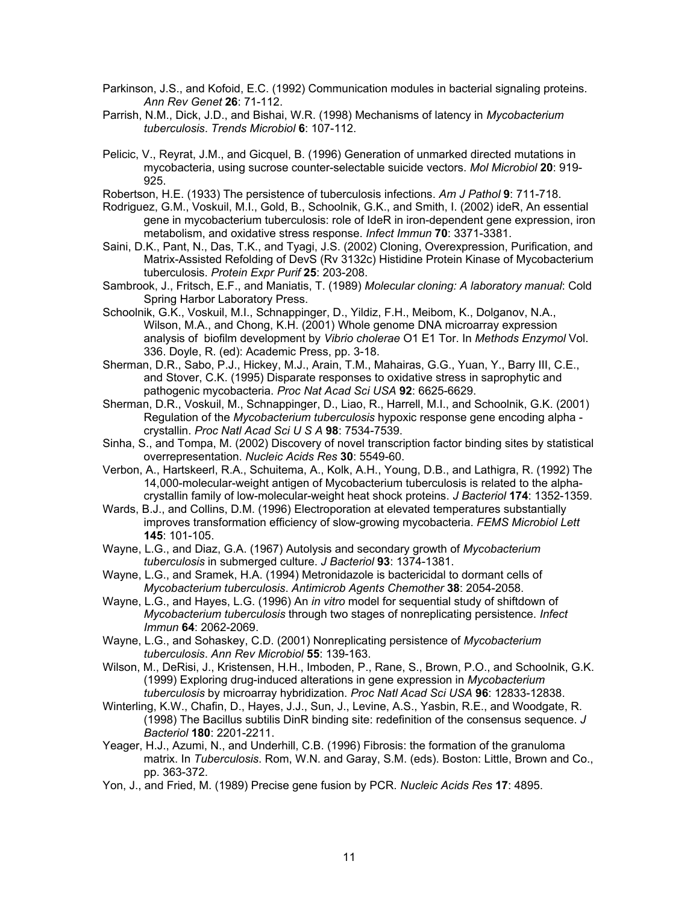Parkinson, J.S., and Kofoid, E.C. (1992) Communication modules in bacterial signaling proteins. *Ann Rev Genet* **26**: 71-112.

Parrish, N.M., Dick, J.D., and Bishai, W.R. (1998) Mechanisms of latency in *Mycobacterium tuberculosis*. *Trends Microbiol* **6**: 107-112.

Pelicic, V., Reyrat, J.M., and Gicquel, B. (1996) Generation of unmarked directed mutations in mycobacteria, using sucrose counter-selectable suicide vectors. *Mol Microbiol* **20**: 919-925.

Robertson, H.E. (1933) The persistence of tuberculosis infections. *Am J Pathol* **9**: 711-718.

Rodriguez, G.M., Voskuil, M.I., Gold, B., Schoolnik, G.K., and Smith, I. (2002) ideR, An essential gene in mycobacterium tuberculosis: role of IdeR in iron-dependent gene expression, iron metabolism, and oxidative stress response. *Infect Immun* **70**: 3371-3381.

Saini, D.K., Pant, N., Das, T.K., and Tyagi, J.S. (2002) Cloning, Overexpression, Purification, and Matrix-Assisted Refolding of DevS (Rv 3132c) Histidine Protein Kinase of Mycobacterium tuberculosis. *Protein Expr Purif* **25**: 203-208.

Sambrook, J., Fritsch, E.F., and Maniatis, T. (1989) *Molecular cloning: A laboratory manual*: Cold Spring Harbor Laboratory Press.

Schoolnik, G.K., Voskuil, M.I., Schnappinger, D., Yildiz, F.H., Meibom, K., Dolganov, N.A., Wilson, M.A., and Chong, K.H. (2001) Whole genome DNA microarray expression analysis of biofilm development by *Vibrio cholerae* O1 E1 Tor. In *Methods Enzymol* Vol. 336. Doyle, R. (ed): Academic Press, pp. 3-18.

Sherman, D.R., Sabo, P.J., Hickey, M.J., Arain, T.M., Mahairas, G.G., Yuan, Y., Barry III, C.E., and Stover, C.K. (1995) Disparate responses to oxidative stress in saprophytic and pathogenic mycobacteria. *Proc Nat Acad Sci USA* **92**: 6625-6629.

Sherman, D.R., Voskuil, M., Schnappinger, D., Liao, R., Harrell, M.I., and Schoolnik, G.K. (2001) Regulation of the *Mycobacterium tuberculosis* hypoxic response gene encoding alpha - crystallin. *Proc Natl Acad Sci U S A* **98**: 7534-7539.

Sinha, S., and Tompa, M. (2002) Discovery of novel transcription factor binding sites by statistical overrepresentation. *Nucleic Acids Res* **30**: 5549-60.

Verbon, A., Hartskeerl, R.A., Schuitema, A., Kolk, A.H., Young, D.B., and Lathigra, R. (1992) The 14,000-molecular-weight antigen of Mycobacterium tuberculosis is related to the alpha-crystallin family of low-molecular-weight heat shock proteins. *J Bacteriol* **174**: 1352-1359.

Wards, B.J., and Collins, D.M. (1996) Electroporation at elevated temperatures substantially improves transformation efficiency of slow-growing mycobacteria. *FEMS Microbiol Lett* **145**: 101-105.

Wayne, L.G., and Diaz, G.A. (1967) Autolysis and secondary growth of *Mycobacterium tuberculosis* in submerged culture. *J Bacteriol* **93**: 1374-1381.

Wayne, L.G., and Sramek, H.A. (1994) Metronidazole is bactericidal to dormant cells of *Mycobacterium tuberculosis*. *Antimicrob Agents Chemother* **38**: 2054-2058.

Wayne, L.G., and Hayes, L.G. (1996) An *in vitro* model for sequential study of shiftdown of *Mycobacterium tuberculosis* through two stages of nonreplicating persistence. *Infect Immun* **64**: 2062-2069.

Wayne, L.G., and Sohaskey, C.D. (2001) Nonreplicating persistence of *Mycobacterium tuberculosis*. *Ann Rev Microbiol* **55**: 139-163.

Wilson, M., DeRisi, J., Kristensen, H.H., Imboden, P., Rane, S., Brown, P.O., and Schoolnik, G.K. (1999) Exploring drug-induced alterations in gene expression in *Mycobacterium tuberculosis* by microarray hybridization. *Proc Natl Acad Sci USA* **96**: 12833-12838.

Winterling, K.W., Chafin, D., Hayes, J.J., Sun, J., Levine, A.S., Yasbin, R.E., and Woodgate, R. (1998) The Bacillus subtilis DinR binding site: redefinition of the consensus sequence. *J Bacteriol* **180**: 2201-2211.

Yeager, H.J., Azumi, N., and Underhill, C.B. (1996) Fibrosis: the formation of the granuloma matrix. In *Tuberculosis*. Rom, W.N. and Garay, S.M. (eds). Boston: Little, Brown and Co., pp. 363-372.

Yon, J., and Fried, M. (1989) Precise gene fusion by PCR. *Nucleic Acids Res* **17**: 4895.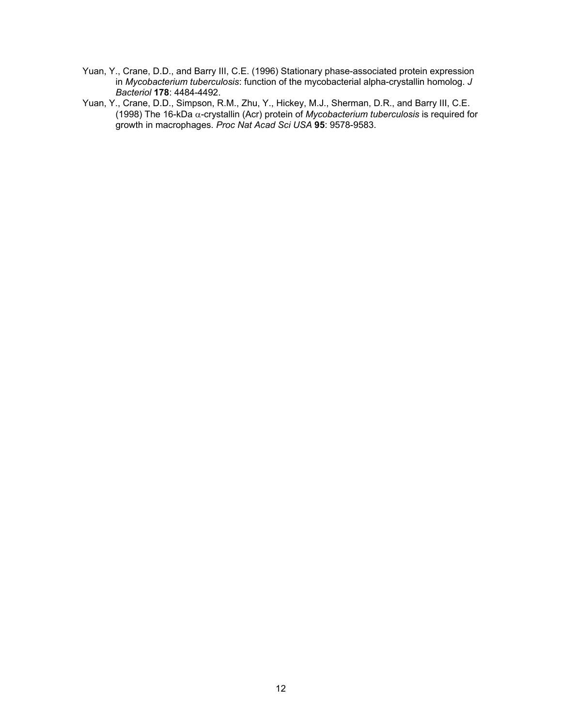Yuan, Y., Crane, D.D., and Barry III, C.E. (1996) Stationary phase-associated protein expression in *Mycobacterium tuberculosis*: function of the mycobacterial alpha-crystallin homolog. *J Bacteriol* **178**: 4484-4492.

Yuan, Y., Crane, D.D., Simpson, R.M., Zhu, Y., Hickey, M.J., Sherman, D.R., and Barry III, C.E. (1998) The 16-kDa $\alpha$-crystallin (Acr) protein of *Mycobacterium tuberculosis* is required for growth in macrophages. *Proc Nat Acad Sci USA* **95**: 9578-9583.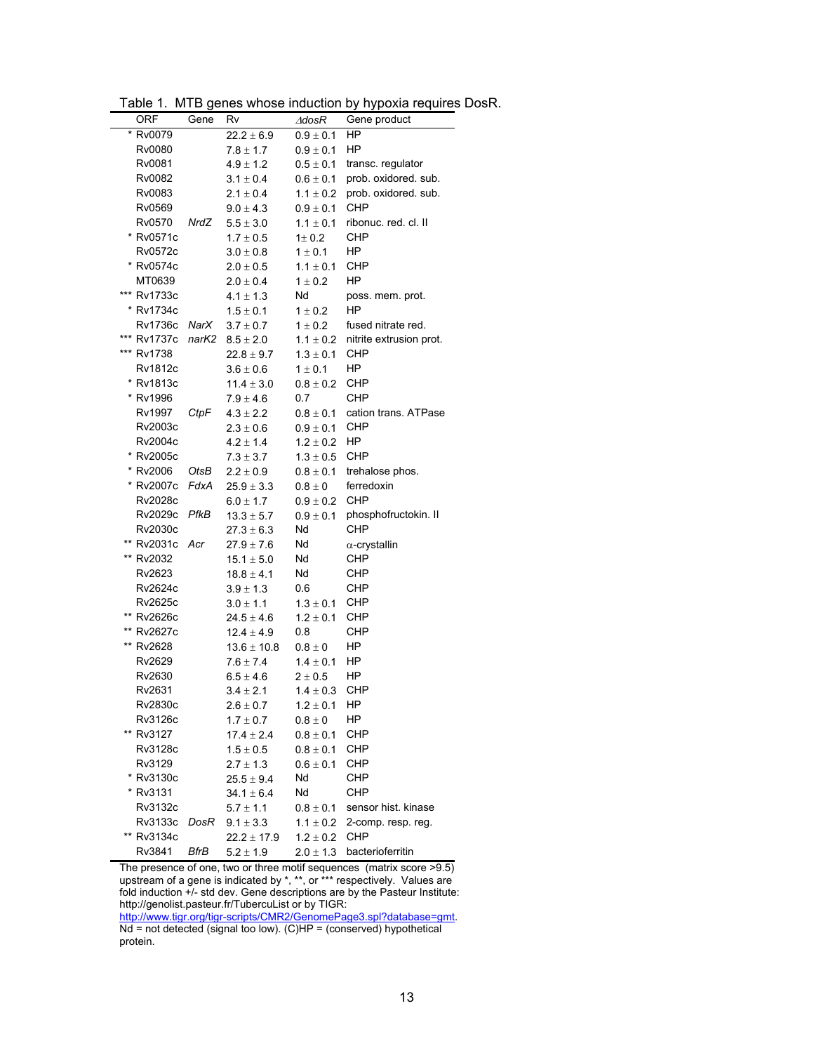Table 1. MTB genes whose induction by hypoxia requires DosR.

| ORF | Gene | Rv | *ΔdosR* | Gene product |
|---|---|---|---|---|
| * Rv0079 | | $22.2 \pm 6.9$ | $0.9 \pm 0.1$ | HP |
| Rv0080 | | $7.8 \pm 1.7$ | $0.9 \pm 0.1$ | HP |
| Rv0081 | | $4.9 \pm 1.2$ | $0.5 \pm 0.1$ | transc. regulator |
| Rv0082 | | $3.1 \pm 0.4$ | $0.6 \pm 0.1$ | prob. oxidored. sub. |
| Rv0083 | | $2.1 \pm 0.4$ | $1.1 \pm 0.2$ | prob. oxidored. sub. |
| Rv0569 | | $9.0 \pm 4.3$ | $0.9 \pm 0.1$ | CHP |
| Rv0570 | *NrdZ* | $5.5 \pm 3.0$ | $1.1 \pm 0.1$ | ribonuc. red. cl. II |
| * Rv0571c | | $1.7 \pm 0.5$ | $1 \pm 0.2$ | CHP |
| Rv0572c | | $3.0 \pm 0.8$ | $1 \pm 0.1$ | HP |
| * Rv0574c | | $2.0 \pm 0.5$ | $1.1 \pm 0.1$ | CHP |
| MT0639 | | $2.0 \pm 0.4$ | $1 \pm 0.2$ | HP |
| *** Rv1733c | | $4.1 \pm 1.3$ | Nd | poss. mem. prot. |
| * Rv1734c | | $1.5 \pm 0.1$ | $1 \pm 0.2$ | HP |
| Rv1736c | *NarX* | $3.7 \pm 0.7$ | $1 \pm 0.2$ | fused nitrate red. |
| *** Rv1737c | *narK2* | $8.5 \pm 2.0$ | $1.1 \pm 0.2$ | nitrite extrusion prot. |
| *** Rv1738 | | $22.8 \pm 9.7$ | $1.3 \pm 0.1$ | CHP |
| Rv1812c | | $3.6 \pm 0.6$ | $1 \pm 0.1$ | HP |
| * Rv1813c | | $11.4 \pm 3.0$ | $0.8 \pm 0.2$ | CHP |
| * Rv1996 | | $7.9 \pm 4.6$ | 0.7 | CHP |
| Rv1997 | *CtpF* | $4.3 \pm 2.2$ | $0.8 \pm 0.1$ | cation trans. ATPase |
| Rv2003c | | $2.3 \pm 0.6$ | $0.9 \pm 0.1$ | CHP |
| Rv2004c | | $4.2 \pm 1.4$ | $1.2 \pm 0.2$ | HP |
| * Rv2005c | | $7.3 \pm 3.7$ | $1.3 \pm 0.5$ | CHP |
| * Rv2006 | *OtsB* | $2.2 \pm 0.9$ | $0.8 \pm 0.1$ | trehalose phos. |
| * Rv2007c | *FdxA* | $25.9 \pm 3.3$ | $0.8 \pm 0$ | ferredoxin |
| Rv2028c | | $6.0 \pm 1.7$ | $0.9 \pm 0.2$ | CHP |
| Rv2029c | *PfkB* | $13.3 \pm 5.7$ | $0.9 \pm 0.1$ | phosphofructokin. II |
| Rv2030c | | $27.3 \pm 6.3$ | Nd | CHP |
| ** Rv2031c | *Acr* | $27.9 \pm 7.6$ | Nd | α-crystallin |
| ** Rv2032 | | $15.1 \pm 5.0$ | Nd | CHP |
| Rv2623 | | $18.8 \pm 4.1$ | Nd | CHP |
| Rv2624c | | $3.9 \pm 1.3$ | 0.6 | CHP |
| Rv2625c | | $3.0 \pm 1.1$ | $1.3 \pm 0.1$ | CHP |
| ** Rv2626c | | $24.5 \pm 4.6$ | $1.2 \pm 0.1$ | CHP |
| ** Rv2627c | | $12.4 \pm 4.9$ | 0.8 | CHP |
| ** Rv2628 | | $13.6 \pm 10.8$ | $0.8 \pm 0$ | HP |
| Rv2629 | | $7.6 \pm 7.4$ | $1.4 \pm 0.1$ | HP |
| Rv2630 | | $6.5 \pm 4.6$ | $2 \pm 0.5$ | HP |
| Rv2631 | | $3.4 \pm 2.1$ | $1.4 \pm 0.3$ | CHP |
| Rv2830c | | $2.6 \pm 0.7$ | $1.2 \pm 0.1$ | HP |
| Rv3126c | | $1.7 \pm 0.7$ | $0.8 \pm 0$ | HP |
| ** Rv3127 | | $17.4 \pm 2.4$ | $0.8 \pm 0.1$ | CHP |
| Rv3128c | | $1.5 \pm 0.5$ | $0.8 \pm 0.1$ | CHP |
| Rv3129 | | $2.7 \pm 1.3$ | $0.6 \pm 0.1$ | CHP |
| * Rv3130c | | $25.5 \pm 9.4$ | Nd | CHP |
| * Rv3131 | | $34.1 \pm 6.4$ | Nd | CHP |
| Rv3132c | | $5.7 \pm 1.1$ | $0.8 \pm 0.1$ | sensor hist. kinase |
| Rv3133c | *DosR* | $9.1 \pm 3.3$ | $1.1 \pm 0.2$ | 2-comp. resp. reg. |
| ** Rv3134c | | $22.2 \pm 17.9$ | $1.2 \pm 0.2$ | CHP |
| Rv3841 | *BfrB* | $5.2 \pm 1.9$ | $2.0 \pm 1.3$ | bacterioferritin |

The presence of one, two or three motif sequences (matrix score >9.5) upstream of a gene is indicated by *, **, or *** respectively. Values are fold induction +/- std dev. Gene descriptions are by the Pasteur Institute: http://genolist.pasteur.fr/TubercuList or by TIGR: http://www.tigr.org/tigr-scripts/CMR2/GenomePage3.spl?database=gmt. Nd = not detected (signal too low). (C)HP = (conserved) hypothetical protein.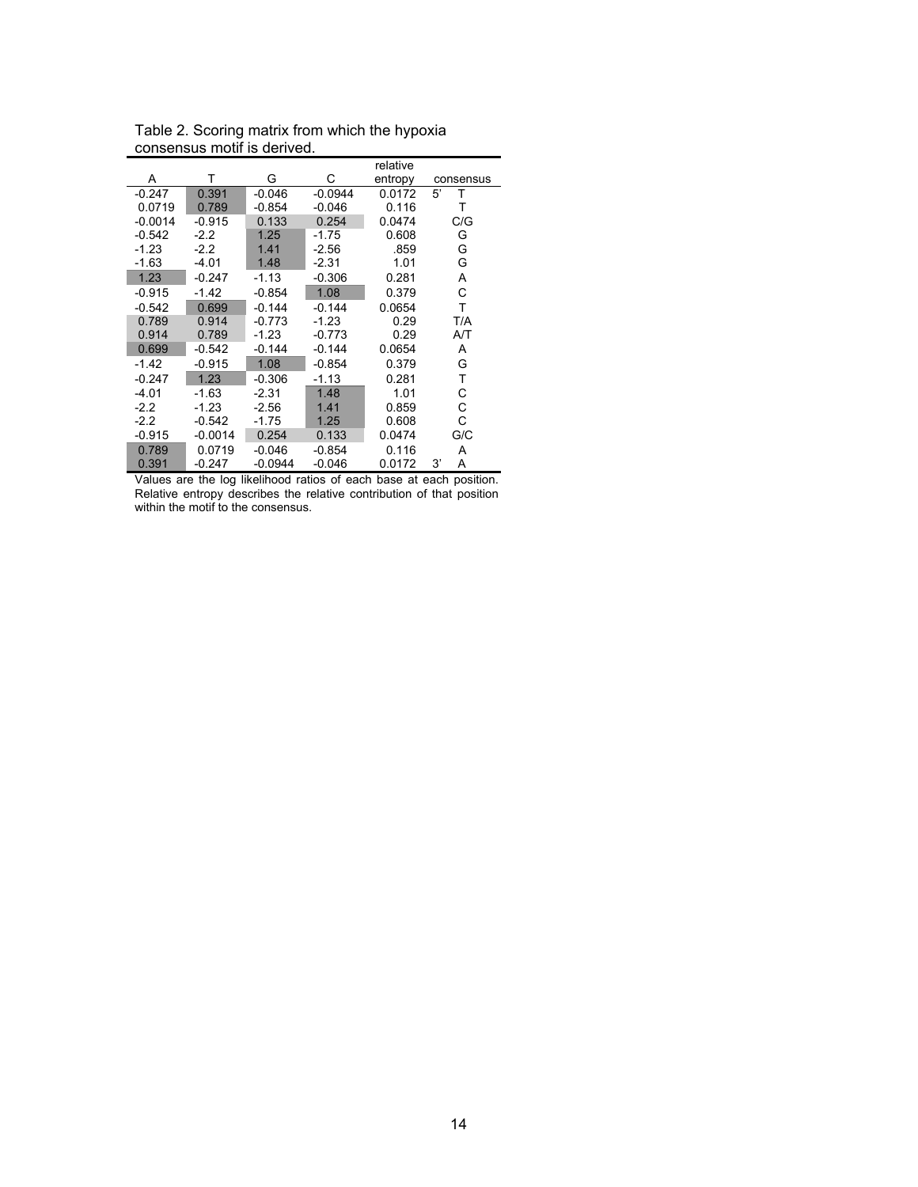Table 2. Scoring matrix from which the hypoxia consensus motif is derived.

| A | T | G | C | relative entropy | consensus |
|---|---|---|---|---|---|
| -0.247 | 0.391 | -0.046 | -0.0944 | 0.0172 | 5' T |
| 0.0719 | 0.789 | -0.854 | -0.046 | 0.116 | T |
| -0.0014 | -0.915 | 0.133 | 0.254 | 0.0474 | C/G |
| -0.542 | -2.2 | 1.25 | -1.75 | 0.608 | G |
| -1.23 | -2.2 | 1.41 | -2.56 | .859 | G |
| -1.63 | -4.01 | 1.48 | -2.31 | 1.01 | G |
| 1.23 | -0.247 | -1.13 | -0.306 | 0.281 | A |
| -0.915 | -1.42 | -0.854 | 1.08 | 0.379 | C |
| -0.542 | 0.699 | -0.144 | -0.144 | 0.0654 | T |
| 0.789 | 0.914 | -0.773 | -1.23 | 0.29 | T/A |
| 0.914 | 0.789 | -1.23 | -0.773 | 0.29 | A/T |
| 0.699 | -0.542 | -0.144 | -0.144 | 0.0654 | A |
| -1.42 | -0.915 | 1.08 | -0.854 | 0.379 | G |
| -0.247 | 1.23 | -0.306 | -1.13 | 0.281 | T |
| -4.01 | -1.63 | -2.31 | 1.48 | 1.01 | C |
| -2.2 | -1.23 | -2.56 | 1.41 | 0.859 | C |
| -2.2 | -0.542 | -1.75 | 1.25 | 0.608 | C |
| -0.915 | -0.0014 | 0.254 | 0.133 | 0.0474 | G/C |
| 0.789 | 0.0719 | -0.046 | -0.854 | 0.116 | A |
| 0.391 | -0.247 | -0.0944 | -0.046 | 0.0172 | 3' A |

Values are the log likelihood ratios of each base at each position. Relative entropy describes the relative contribution of that position within the motif to the consensus.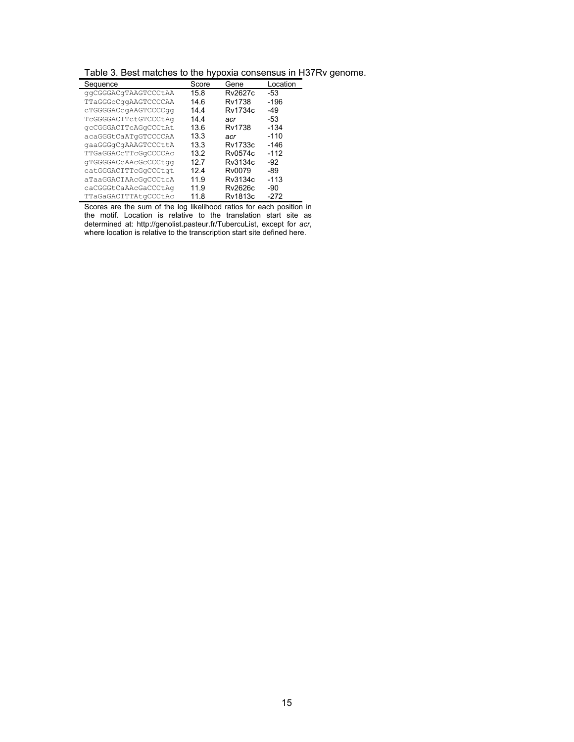Table 3. Best matches to the hypoxia consensus in H37Rv genome.

| Sequence | Score | Gene | Location |
|---|---|---|---|
| ggCGGGACgTAAGTCCCtAA | 15.8 | Rv2627c | -53 |
| TTaGGGcCggAAGTCCCCAA | 14.6 | Rv1738 | -196 |
| cTGGGGACcgAAGTCCCCgg | 14.4 | Rv1734c | -49 |
| TcGGGGACTTctGTCCCtAg | 14.4 | *acr* | -53 |
| gcCGGGACTTcAGgCCCtAt | 13.6 | Rv1738 | -134 |
| acaGGGtCaATgGTCCCCAA | 13.3 | *acr* | -110 |
| gaaGGGgCgAAAGTCCCttA | 13.3 | Rv1733c | -146 |
| TTGaGGACcTTcGgCCCCAc | 13.2 | Rv0574c | -112 |
| gTGGGGACcAAcGcCCCtgg | 12.7 | Rv3134c | -92 |
| catGGGACTTTcGgCCCtgt | 12.4 | Rv0079 | -89 |
| aTaaGGACTAAcGgCCCtcA | 11.9 | Rv3134c | -113 |
| caCGGGtCaAAcGaCCCtAg | 11.9 | Rv2626c | -90 |
| TTaGaGACTTTAtgCCCtAc | 11.8 | Rv1813c | -272 |

Scores are the sum of the log likelihood ratios for each position in the motif. Location is relative to the translation start site as determined at: http://genolist.pasteur.fr/TubercuList, except for *acr*, where location is relative to the transcription start site defined here.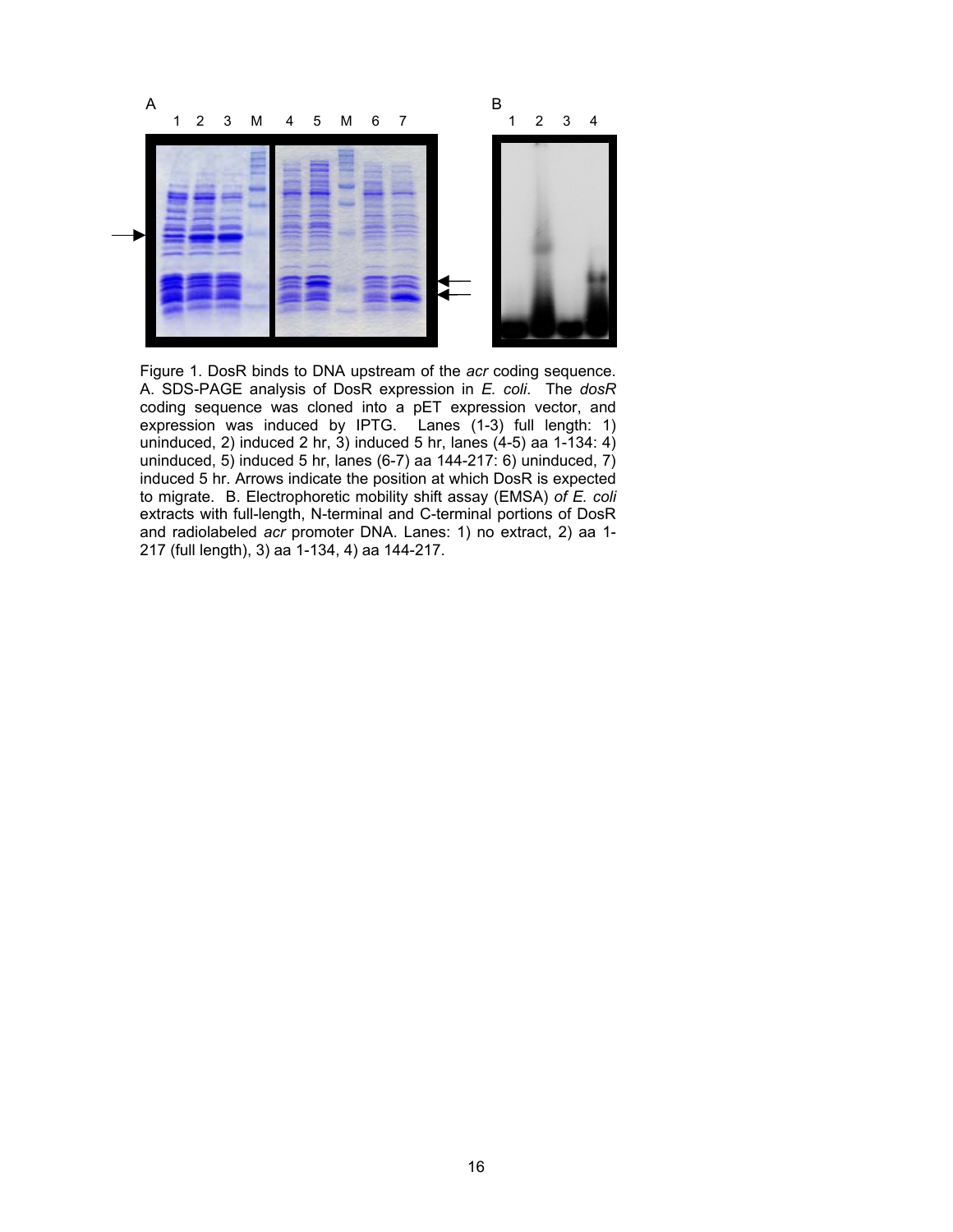Figure 1. DosR binds to DNA upstream of the *acr* coding sequence. A. SDS-PAGE analysis of DosR expression in *E. coli*. The *dosR* coding sequence was cloned into a pET expression vector, and expression was induced by IPTG. Lanes (1-3) full length: 1) uninduced, 2) induced 2 hr, 3) induced 5 hr, lanes (4-5) aa 1-134: 4) uninduced, 5) induced 5 hr, lanes (6-7) aa 144-217: 6) uninduced, 7) induced 5 hr. Arrows indicate the position at which DosR is expected to migrate. B. Electrophoretic mobility shift assay (EMSA) *of E. coli* extracts with full-length, N-terminal and C-terminal portions of DosR and radiolabeled *acr* promoter DNA. Lanes: 1) no extract, 2) aa 1-217 (full length), 3) aa 1-134, 4) aa 144-217.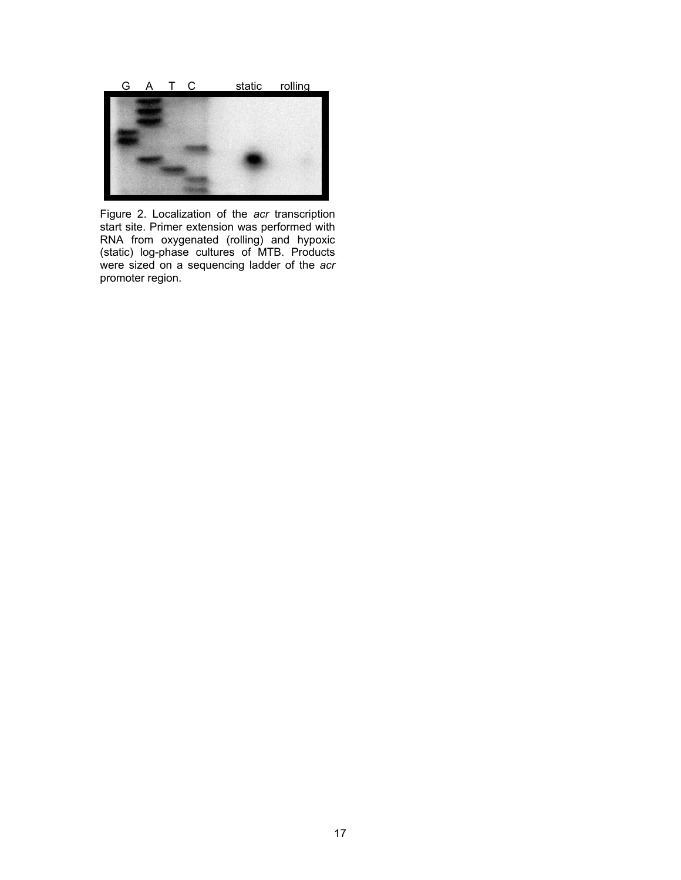G A T C static rolling

Figure 2. Localization of the *acr* transcription start site. Primer extension was performed with RNA from oxygenated (rolling) and hypoxic (static) log-phase cultures of MTB. Products were sized on a sequencing ladder of the *acr* promoter region.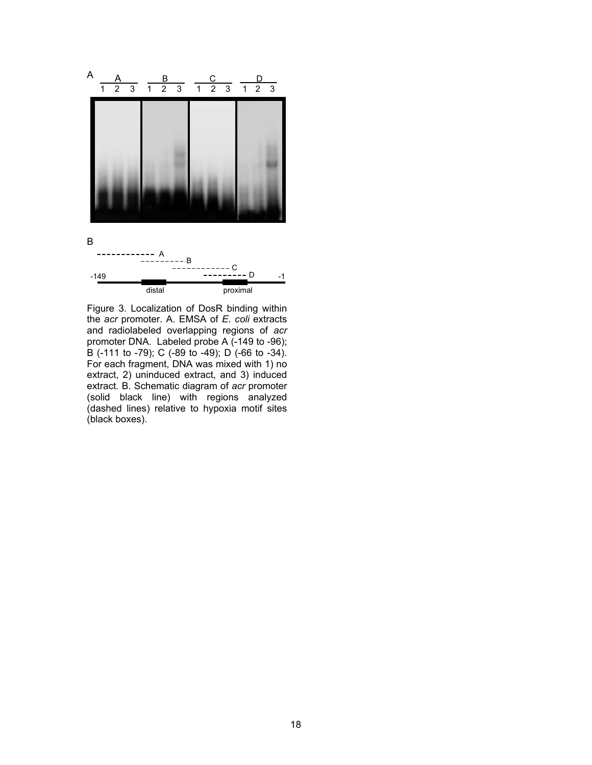Figure 3. Localization of DosR binding within the *acr* promoter. A. EMSA of *E. coli* extracts and radiolabeled overlapping regions of *acr* promoter DNA. Labeled probe A (-149 to -96); B (-111 to -79); C (-89 to -49); D (-66 to -34). For each fragment, DNA was mixed with 1) no extract, 2) uninduced extract, and 3) induced extract. B. Schematic diagram of *acr* promoter (solid black line) with regions analyzed (dashed lines) relative to hypoxia motif sites (black boxes).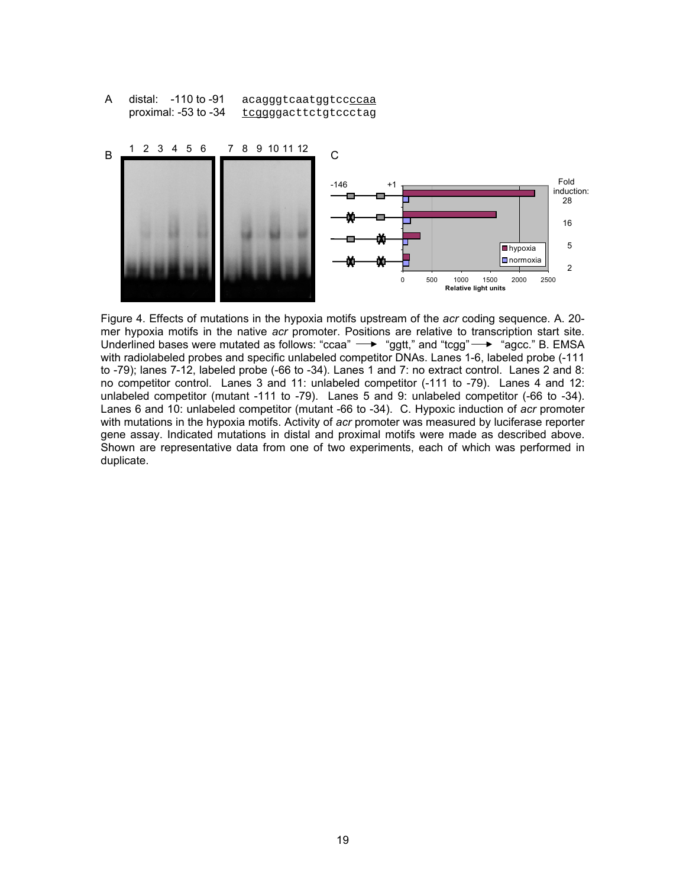A distal: -110 to -91 acagggtcaatggtccccaa
proximal: -53 to -34 tcggggacttctgtccctag

Figure 4. Effects of mutations in the hypoxia motifs upstream of the *acr* coding sequence. A. 20-mer hypoxia motifs in the native *acr* promoter. Positions are relative to transcription start site. Underlined bases were mutated as follows: "ccaa" ⟶ "ggtt," and "tcgg" ⟶ "agcc." B. EMSA with radiolabeled probes and specific unlabeled competitor DNAs. Lanes 1-6, labeled probe (-111 to -79); lanes 7-12, labeled probe (-66 to -34). Lanes 1 and 7: no extract control. Lanes 2 and 8: no competitor control. Lanes 3 and 11: unlabeled competitor (-111 to -79). Lanes 4 and 12: unlabeled competitor (mutant -111 to -79). Lanes 5 and 9: unlabeled competitor (-66 to -34). Lanes 6 and 10: unlabeled competitor (mutant -66 to -34). C. Hypoxic induction of *acr* promoter with mutations in the hypoxia motifs. Activity of *acr* promoter was measured by luciferase reporter gene assay. Indicated mutations in distal and proximal motifs were made as described above. Shown are representative data from one of two experiments, each of which was performed in duplicate.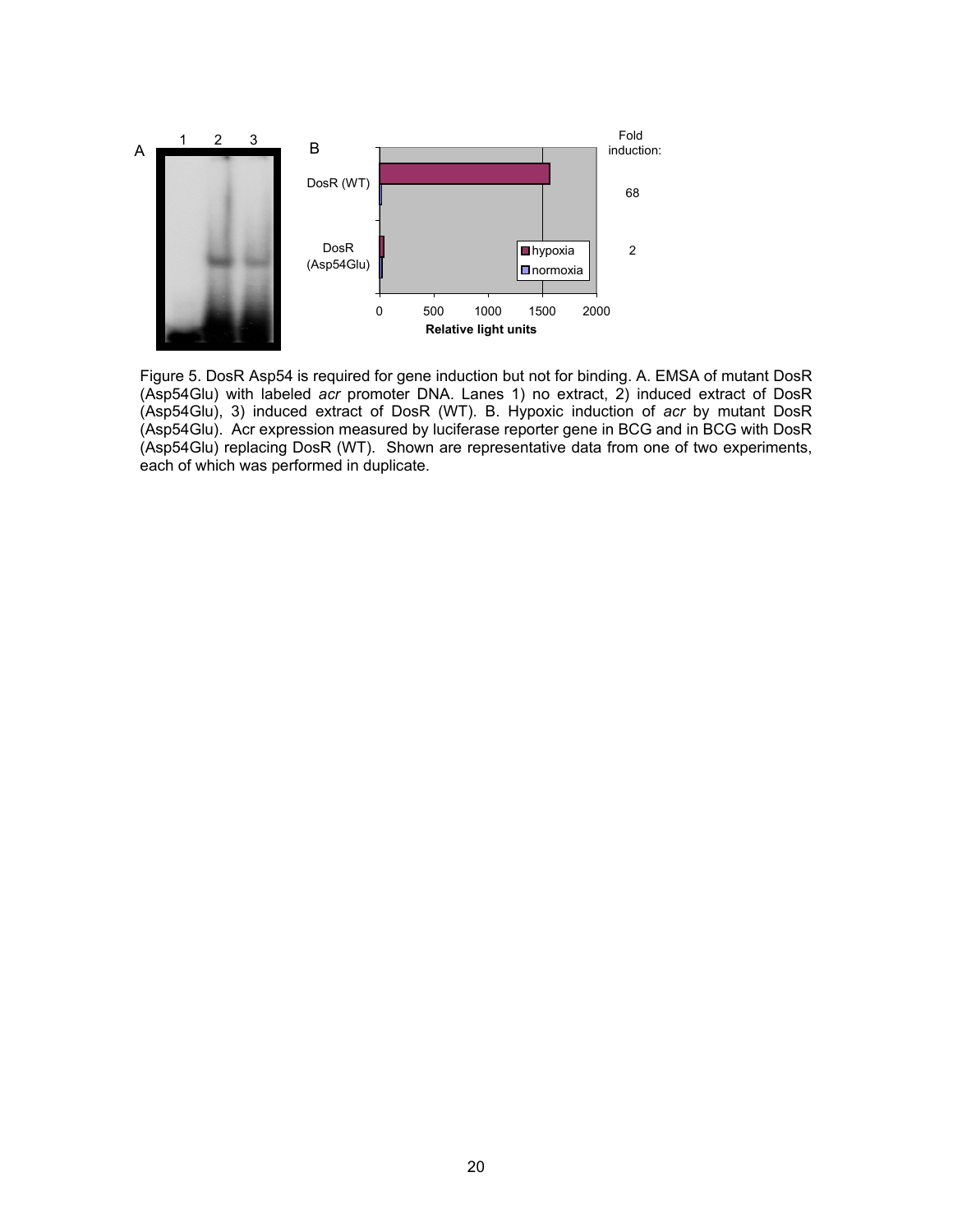A

1 2 3

B

DosR (WT)

DosR (Asp54Glu)

hypoxia

normoxia

0 500 1000 1500 2000

Relative light units

Fold induction:

68

2

Figure 5. DosR Asp54 is required for gene induction but not for binding. A. EMSA of mutant DosR (Asp54Glu) with labeled *acr* promoter DNA. Lanes 1) no extract, 2) induced extract of DosR (Asp54Glu), 3) induced extract of DosR (WT). B. Hypoxic induction of *acr* by mutant DosR (Asp54Glu). Acr expression measured by luciferase reporter gene in BCG and in BCG with DosR (Asp54Glu) replacing DosR (WT). Shown are representative data from one of two experiments, each of which was performed in duplicate.